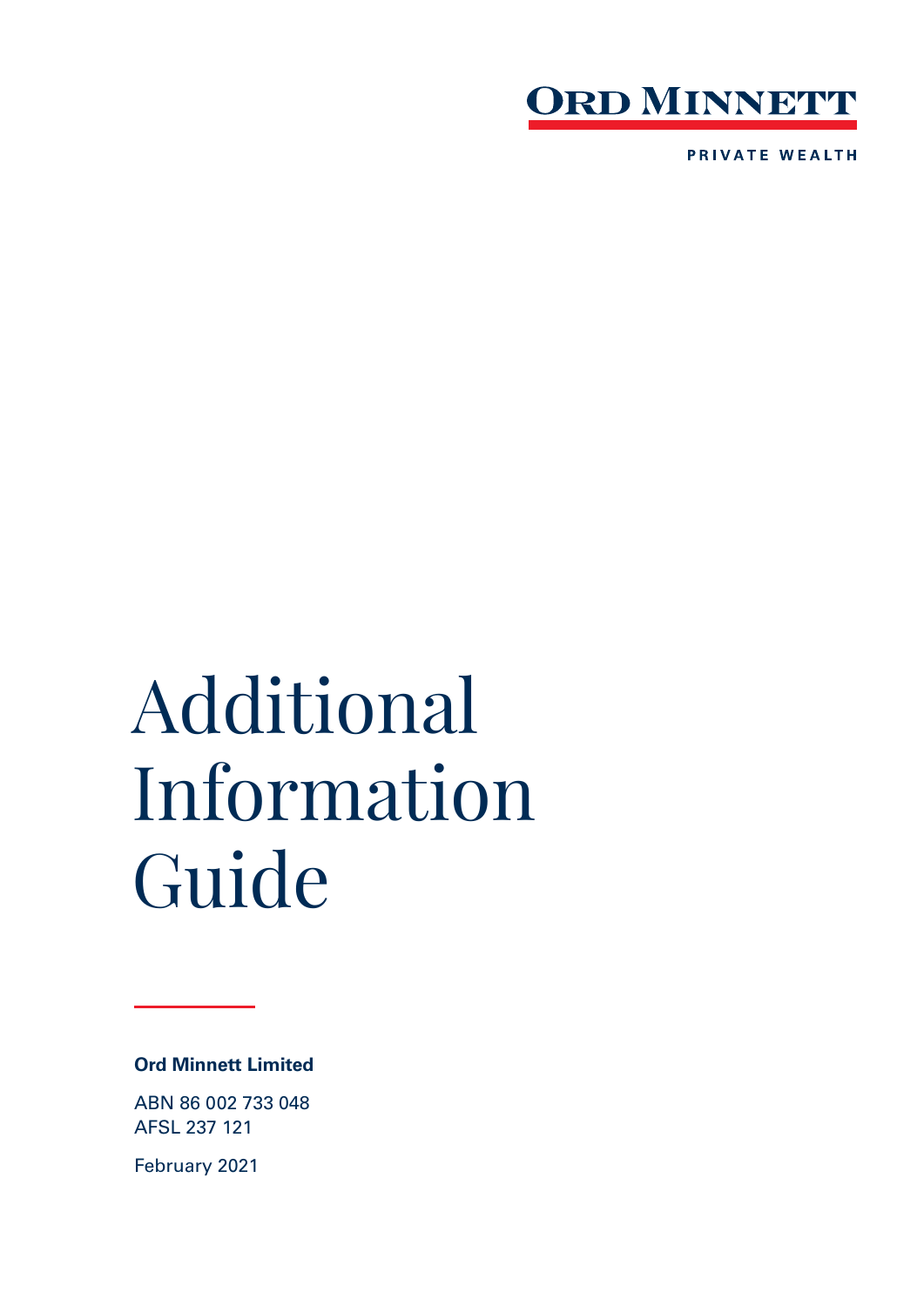ORD MINNETT

PRIVATE WEALTH

# Additional Information Guide

**Ord Minnett Limited**

ABN 86 002 733 048
AFSL 237 121

February 2021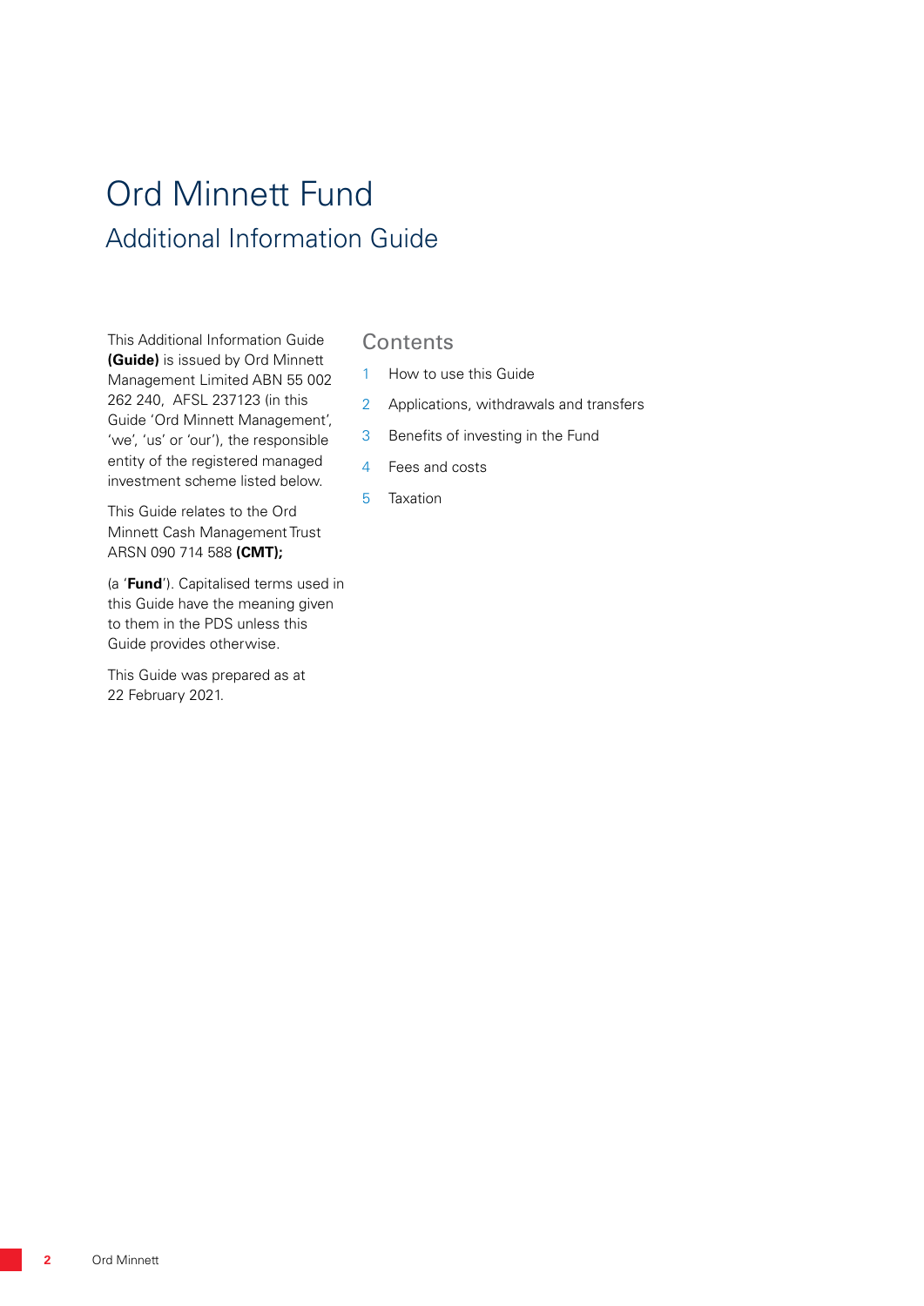# Ord Minnett Fund

## Additional Information Guide

This Additional Information Guide **(Guide)** is issued by Ord Minnett Management Limited ABN 55 002 262 240, AFSL 237123 (in this Guide 'Ord Minnett Management', 'we', 'us' or 'our'), the responsible entity of the registered managed investment scheme listed below.

This Guide relates to the Ord Minnett Cash Management Trust ARSN 090 714 588 **(CMT);**

(a '**Fund**'). Capitalised terms used in this Guide have the meaning given to them in the PDS unless this Guide provides otherwise.

This Guide was prepared as at 22 February 2021.

## Contents

1. How to use this Guide
2. Applications, withdrawals and transfers
3. Benefits of investing in the Fund
4. Fees and costs
5. Taxation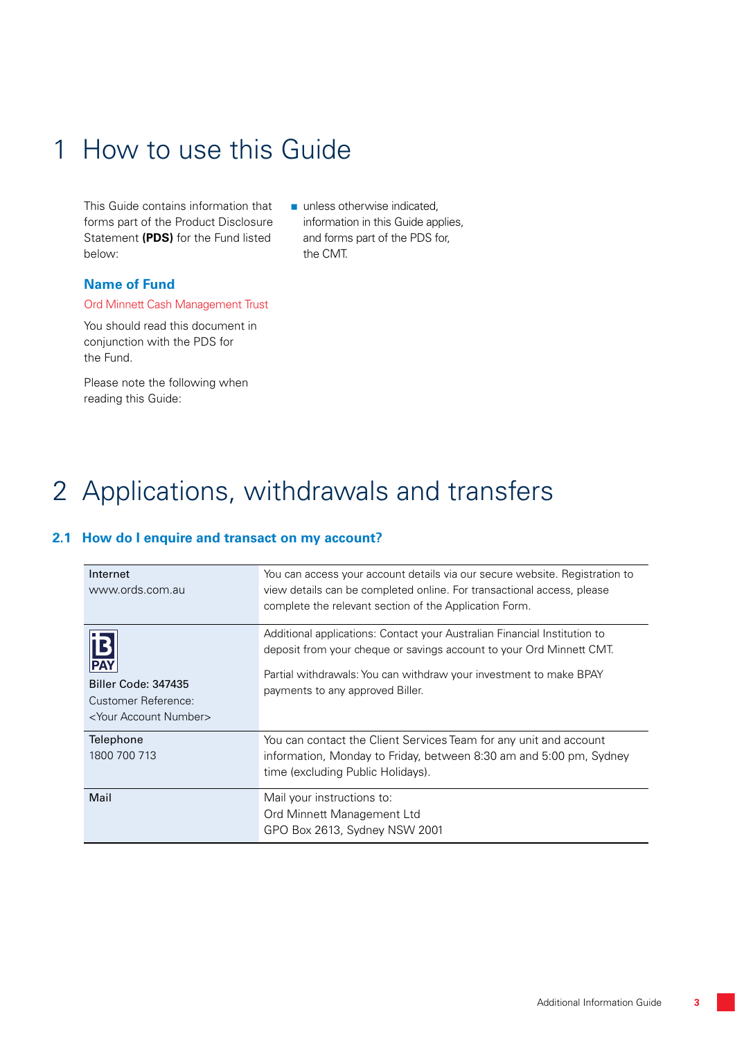# 1 How to use this Guide

This Guide contains information that forms part of the Product Disclosure Statement **(PDS)** for the Fund listed below:

### Name of Fund

Ord Minnett Cash Management Trust

You should read this document in conjunction with the PDS for the Fund.

Please note the following when reading this Guide:

- unless otherwise indicated, information in this Guide applies, and forms part of the PDS for, the CMT.

# 2 Applications, withdrawals and transfers

## 2.1 How do I enquire and transact on my account?

| | |
|---|---|
| Internet<br>www.ords.com.au | You can access your account details via our secure website. Registration to view details can be completed online. For transactional access, please complete the relevant section of the Application Form. |
| BPAY<br>Biller Code: 347435<br>Customer Reference:<br><Your Account Number> | Additional applications: Contact your Australian Financial Institution to deposit from your cheque or savings account to your Ord Minnett CMT.<br><br>Partial withdrawals: You can withdraw your investment to make BPAY payments to any approved Biller. |
| Telephone<br>1800 700 713 | You can contact the Client Services Team for any unit and account information, Monday to Friday, between 8:30 am and 5:00 pm, Sydney time (excluding Public Holidays). |
| Mail | Mail your instructions to:<br>Ord Minnett Management Ltd<br>GPO Box 2613, Sydney NSW 2001 |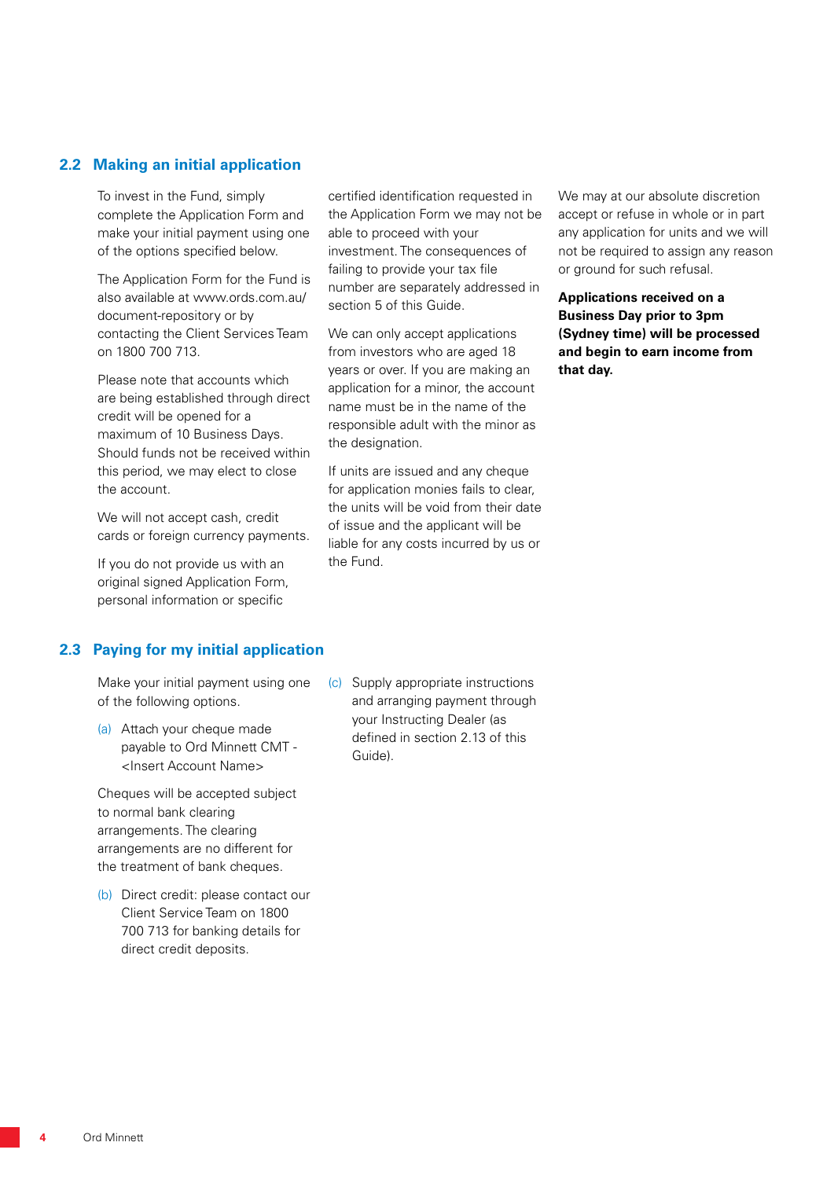## 2.2 Making an initial application

To invest in the Fund, simply complete the Application Form and make your initial payment using one of the options specified below.

The Application Form for the Fund is also available at www.ords.com.au/document-repository or by contacting the Client Services Team on 1800 700 713.

Please note that accounts which are being established through direct credit will be opened for a maximum of 10 Business Days. Should funds not be received within this period, we may elect to close the account.

We will not accept cash, credit cards or foreign currency payments.

If you do not provide us with an original signed Application Form, personal information or specific certified identification requested in the Application Form we may not be able to proceed with your investment. The consequences of failing to provide your tax file number are separately addressed in section 5 of this Guide.

We can only accept applications from investors who are aged 18 years or over. If you are making an application for a minor, the account name must be in the name of the responsible adult with the minor as the designation.

If units are issued and any cheque for application monies fails to clear, the units will be void from their date of issue and the applicant will be liable for any costs incurred by us or the Fund.

We may at our absolute discretion accept or refuse in whole or in part any application for units and we will not be required to assign any reason or ground for such refusal.

**Applications received on a Business Day prior to 3pm (Sydney time) will be processed and begin to earn income from that day.**

## 2.3 Paying for my initial application

Make your initial payment using one of the following options.

(a) Attach your cheque made payable to Ord Minnett CMT - <Insert Account Name>

Cheques will be accepted subject to normal bank clearing arrangements. The clearing arrangements are no different for the treatment of bank cheques.

(b) Direct credit: please contact our Client Service Team on 1800 700 713 for banking details for direct credit deposits.

(c) Supply appropriate instructions and arranging payment through your Instructing Dealer (as defined in section 2.13 of this Guide).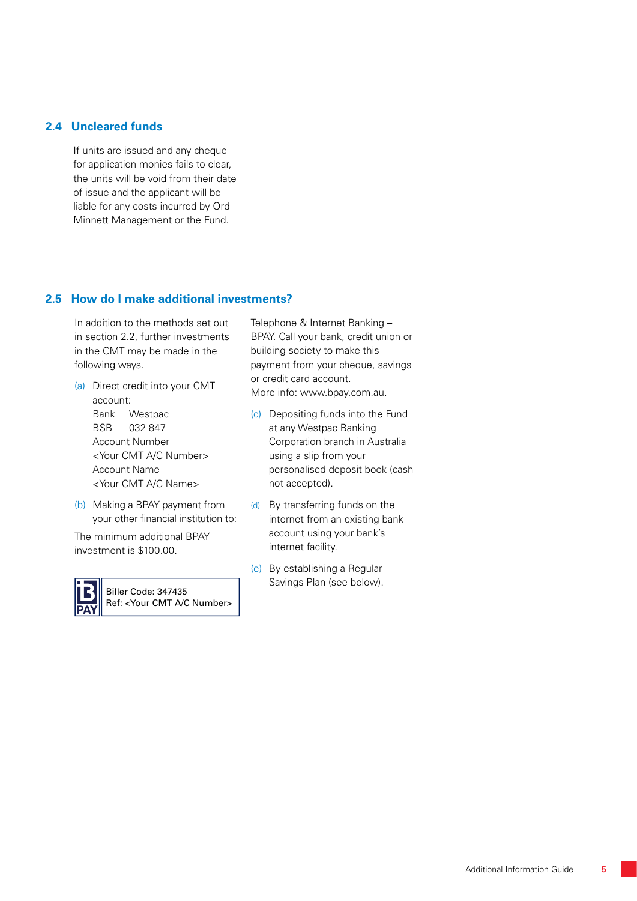## 2.4 Uncleared funds

If units are issued and any cheque for application monies fails to clear, the units will be void from their date of issue and the applicant will be liable for any costs incurred by Ord Minnett Management or the Fund.

## 2.5 How do I make additional investments?

In addition to the methods set out in section 2.2, further investments in the CMT may be made in the following ways.

(a) Direct credit into your CMT account:
Bank Westpac
BSB 032 847
Account Number
<Your CMT A/C Number>
Account Name
<Your CMT A/C Name>

(b) Making a BPAY payment from your other financial institution to:

The minimum additional BPAY investment is $100.00.

| BPAY | Biller Code: 347435<br>Ref: <Your CMT A/C Number> |
|---|---|

Telephone & Internet Banking – BPAY. Call your bank, credit union or building society to make this payment from your cheque, savings or credit card account.
More info: www.bpay.com.au.

(c) Depositing funds into the Fund at any Westpac Banking Corporation branch in Australia using a slip from your personalised deposit book (cash not accepted).

(d) By transferring funds on the internet from an existing bank account using your bank's internet facility.

(e) By establishing a Regular Savings Plan (see below).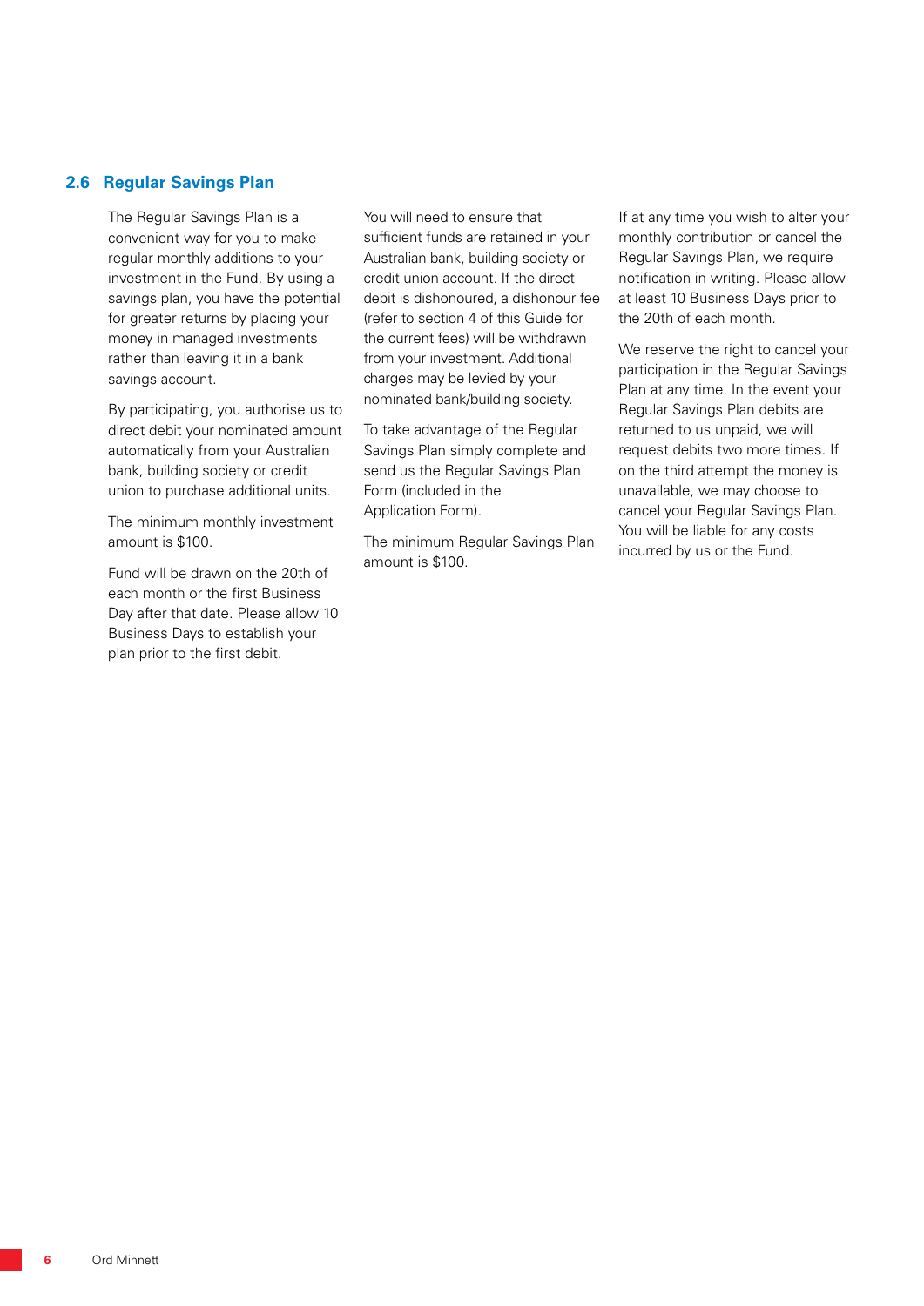## 2.6 Regular Savings Plan

The Regular Savings Plan is a convenient way for you to make regular monthly additions to your investment in the Fund. By using a savings plan, you have the potential for greater returns by placing your money in managed investments rather than leaving it in a bank savings account.

By participating, you authorise us to direct debit your nominated amount automatically from your Australian bank, building society or credit union to purchase additional units.

The minimum monthly investment amount is $100.

Fund will be drawn on the 20th of each month or the first Business Day after that date. Please allow 10 Business Days to establish your plan prior to the first debit.

You will need to ensure that sufficient funds are retained in your Australian bank, building society or credit union account. If the direct debit is dishonoured, a dishonour fee (refer to section 4 of this Guide for the current fees) will be withdrawn from your investment. Additional charges may be levied by your nominated bank/building society.

To take advantage of the Regular Savings Plan simply complete and send us the Regular Savings Plan Form (included in the Application Form).

The minimum Regular Savings Plan amount is $100.

If at any time you wish to alter your monthly contribution or cancel the Regular Savings Plan, we require notification in writing. Please allow at least 10 Business Days prior to the 20th of each month.

We reserve the right to cancel your participation in the Regular Savings Plan at any time. In the event your Regular Savings Plan debits are returned to us unpaid, we will request debits two more times. If on the third attempt the money is unavailable, we may choose to cancel your Regular Savings Plan. You will be liable for any costs incurred by us or the Fund.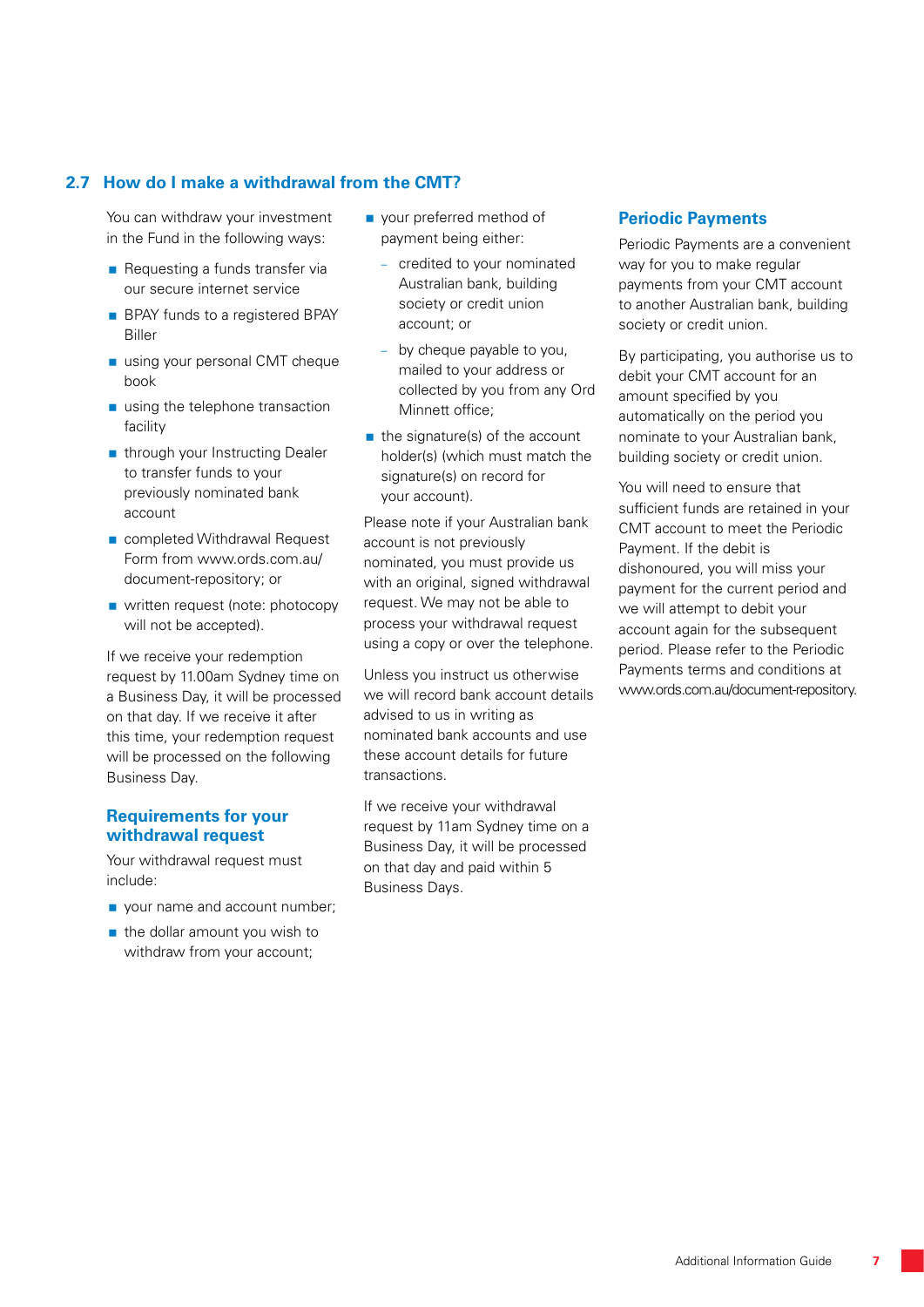## 2.7 How do I make a withdrawal from the CMT?

You can withdraw your investment in the Fund in the following ways:

- Requesting a funds transfer via our secure internet service
- BPAY funds to a registered BPAY Biller
- using your personal CMT cheque book
- using the telephone transaction facility
- through your Instructing Dealer to transfer funds to your previously nominated bank account
- completed Withdrawal Request Form from www.ords.com.au/document-repository; or
- written request (note: photocopy will not be accepted).

If we receive your redemption request by 11.00am Sydney time on a Business Day, it will be processed on that day. If we receive it after this time, your redemption request will be processed on the following Business Day.

### Requirements for your withdrawal request

Your withdrawal request must include:

- your name and account number;
- the dollar amount you wish to withdraw from your account;
- your preferred method of payment being either:
  - credited to your nominated Australian bank, building society or credit union account; or
  - by cheque payable to you, mailed to your address or collected by you from any Ord Minnett office;
- the signature(s) of the account holder(s) (which must match the signature(s) on record for your account).

Please note if your Australian bank account is not previously nominated, you must provide us with an original, signed withdrawal request. We may not be able to process your withdrawal request using a copy or over the telephone.

Unless you instruct us otherwise we will record bank account details advised to us in writing as nominated bank accounts and use these account details for future transactions.

If we receive your withdrawal request by 11am Sydney time on a Business Day, it will be processed on that day and paid within 5 Business Days.

### Periodic Payments

Periodic Payments are a convenient way for you to make regular payments from your CMT account to another Australian bank, building society or credit union.

By participating, you authorise us to debit your CMT account for an amount specified by you automatically on the period you nominate to your Australian bank, building society or credit union.

You will need to ensure that sufficient funds are retained in your CMT account to meet the Periodic Payment. If the debit is dishonoured, you will miss your payment for the current period and we will attempt to debit your account again for the subsequent period. Please refer to the Periodic Payments terms and conditions at www.ords.com.au/document-repository.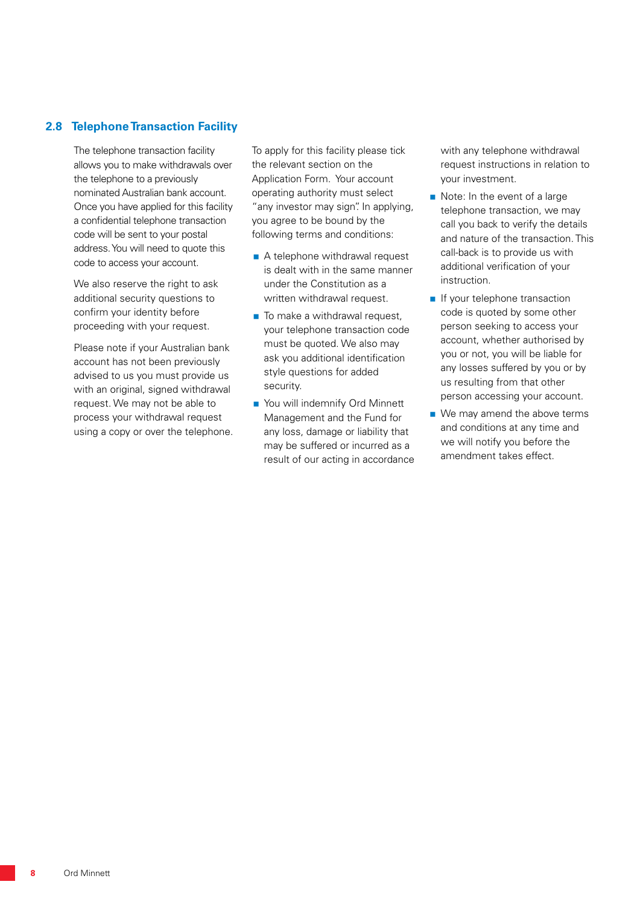## 2.8 Telephone Transaction Facility

The telephone transaction facility allows you to make withdrawals over the telephone to a previously nominated Australian bank account. Once you have applied for this facility a confidential telephone transaction code will be sent to your postal address. You will need to quote this code to access your account.

We also reserve the right to ask additional security questions to confirm your identity before proceeding with your request.

Please note if your Australian bank account has not been previously advised to us you must provide us with an original, signed withdrawal request. We may not be able to process your withdrawal request using a copy or over the telephone.

To apply for this facility please tick the relevant section on the Application Form. Your account operating authority must select "any investor may sign". In applying, you agree to be bound by the following terms and conditions:

- A telephone withdrawal request is dealt with in the same manner under the Constitution as a written withdrawal request.
- To make a withdrawal request, your telephone transaction code must be quoted. We also may ask you additional identification style questions for added security.
- You will indemnify Ord Minnett Management and the Fund for any loss, damage or liability that may be suffered or incurred as a result of our acting in accordance with any telephone withdrawal request instructions in relation to your investment.
- Note: In the event of a large telephone transaction, we may call you back to verify the details and nature of the transaction. This call-back is to provide us with additional verification of your instruction.
- If your telephone transaction code is quoted by some other person seeking to access your account, whether authorised by you or not, you will be liable for any losses suffered by you or by us resulting from that other person accessing your account.
- We may amend the above terms and conditions at any time and we will notify you before the amendment takes effect.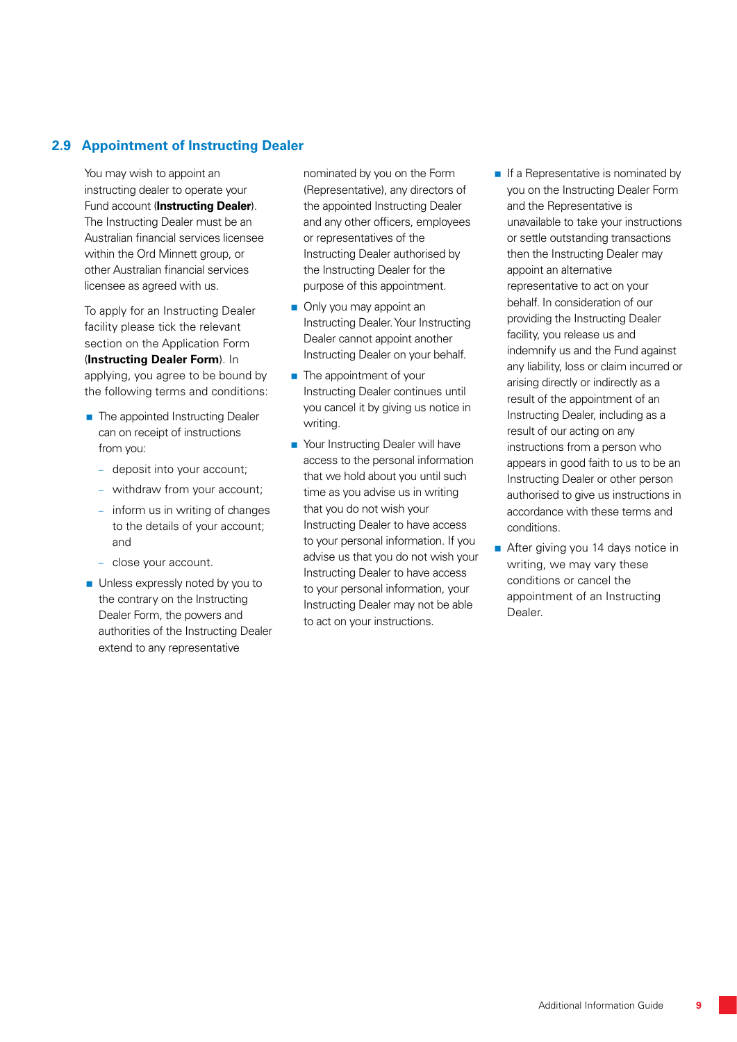## 2.9 Appointment of Instructing Dealer

You may wish to appoint an instructing dealer to operate your Fund account (**Instructing Dealer**). The Instructing Dealer must be an Australian financial services licensee within the Ord Minnett group, or other Australian financial services licensee as agreed with us.

To apply for an Instructing Dealer facility please tick the relevant section on the Application Form (**Instructing Dealer Form**). In applying, you agree to be bound by the following terms and conditions:

- The appointed Instructing Dealer can on receipt of instructions from you:
  - deposit into your account;
  - withdraw from your account;
  - inform us in writing of changes to the details of your account; and
  - close your account.
- Unless expressly noted by you to the contrary on the Instructing Dealer Form, the powers and authorities of the Instructing Dealer extend to any representative nominated by you on the Form (Representative), any directors of the appointed Instructing Dealer and any other officers, employees or representatives of the Instructing Dealer authorised by the Instructing Dealer for the purpose of this appointment.
- Only you may appoint an Instructing Dealer. Your Instructing Dealer cannot appoint another Instructing Dealer on your behalf.
- The appointment of your Instructing Dealer continues until you cancel it by giving us notice in writing.
- Your Instructing Dealer will have access to the personal information that we hold about you until such time as you advise us in writing that you do not wish your Instructing Dealer to have access to your personal information. If you advise us that you do not wish your Instructing Dealer to have access to your personal information, your Instructing Dealer may not be able to act on your instructions.
- If a Representative is nominated by you on the Instructing Dealer Form and the Representative is unavailable to take your instructions or settle outstanding transactions then the Instructing Dealer may appoint an alternative representative to act on your behalf. In consideration of our providing the Instructing Dealer facility, you release us and indemnify us and the Fund against any liability, loss or claim incurred or arising directly or indirectly as a result of the appointment of an Instructing Dealer, including as a result of our acting on any instructions from a person who appears in good faith to us to be an Instructing Dealer or other person authorised to give us instructions in accordance with these terms and conditions.
- After giving you 14 days notice in writing, we may vary these conditions or cancel the appointment of an Instructing Dealer.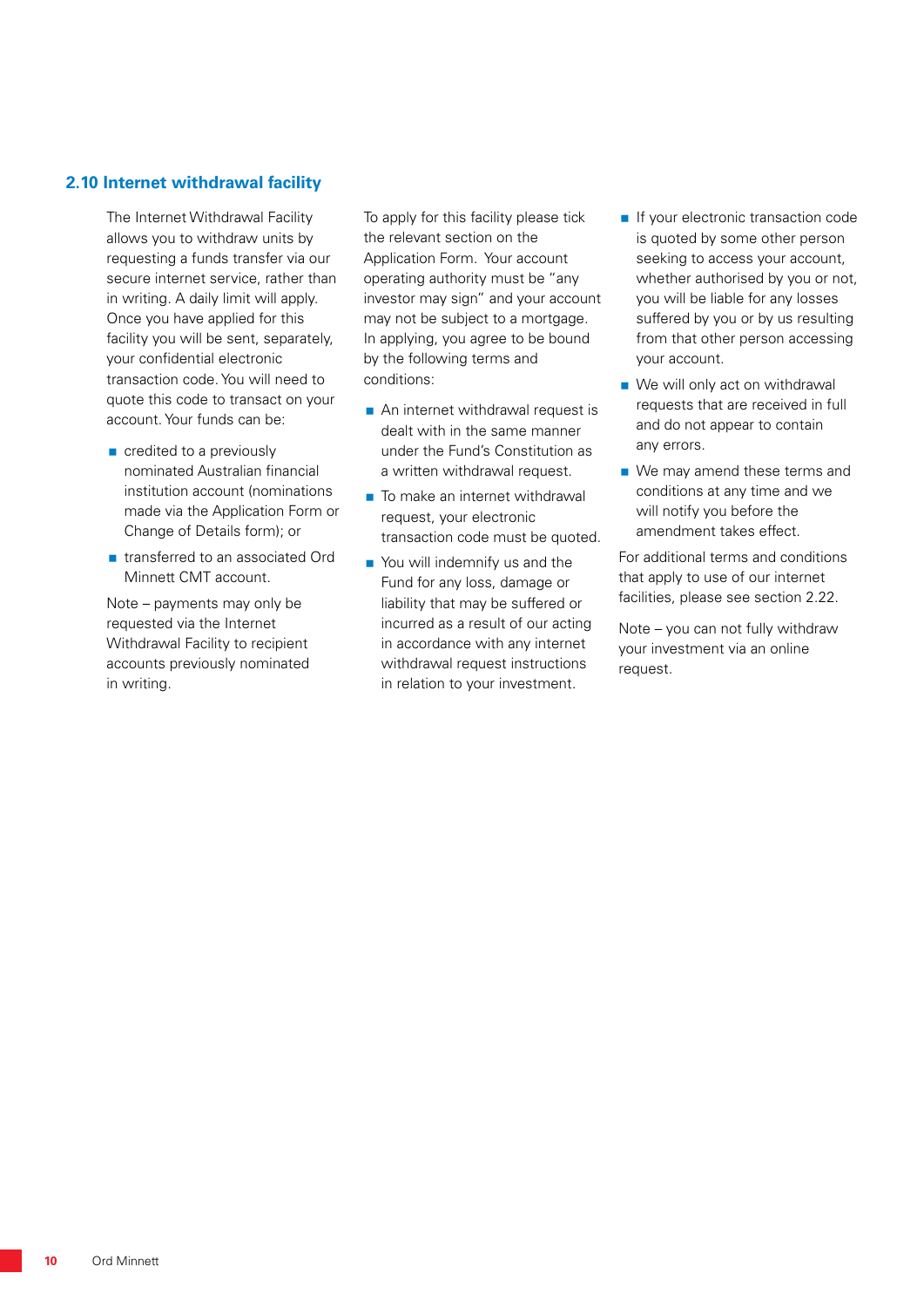## 2.10 Internet withdrawal facility

The Internet Withdrawal Facility allows you to withdraw units by requesting a funds transfer via our secure internet service, rather than in writing. A daily limit will apply. Once you have applied for this facility you will be sent, separately, your confidential electronic transaction code. You will need to quote this code to transact on your account. Your funds can be:

- credited to a previously nominated Australian financial institution account (nominations made via the Application Form or Change of Details form); or
- transferred to an associated Ord Minnett CMT account.

Note – payments may only be requested via the Internet Withdrawal Facility to recipient accounts previously nominated in writing.

To apply for this facility please tick the relevant section on the Application Form. Your account operating authority must be "any investor may sign" and your account may not be subject to a mortgage. In applying, you agree to be bound by the following terms and conditions:

- An internet withdrawal request is dealt with in the same manner under the Fund's Constitution as a written withdrawal request.
- To make an internet withdrawal request, your electronic transaction code must be quoted.
- You will indemnify us and the Fund for any loss, damage or liability that may be suffered or incurred as a result of our acting in accordance with any internet withdrawal request instructions in relation to your investment.
- If your electronic transaction code is quoted by some other person seeking to access your account, whether authorised by you or not, you will be liable for any losses suffered by you or by us resulting from that other person accessing your account.
- We will only act on withdrawal requests that are received in full and do not appear to contain any errors.
- We may amend these terms and conditions at any time and we will notify you before the amendment takes effect.

For additional terms and conditions that apply to use of our internet facilities, please see section 2.22.

Note – you can not fully withdraw your investment via an online request.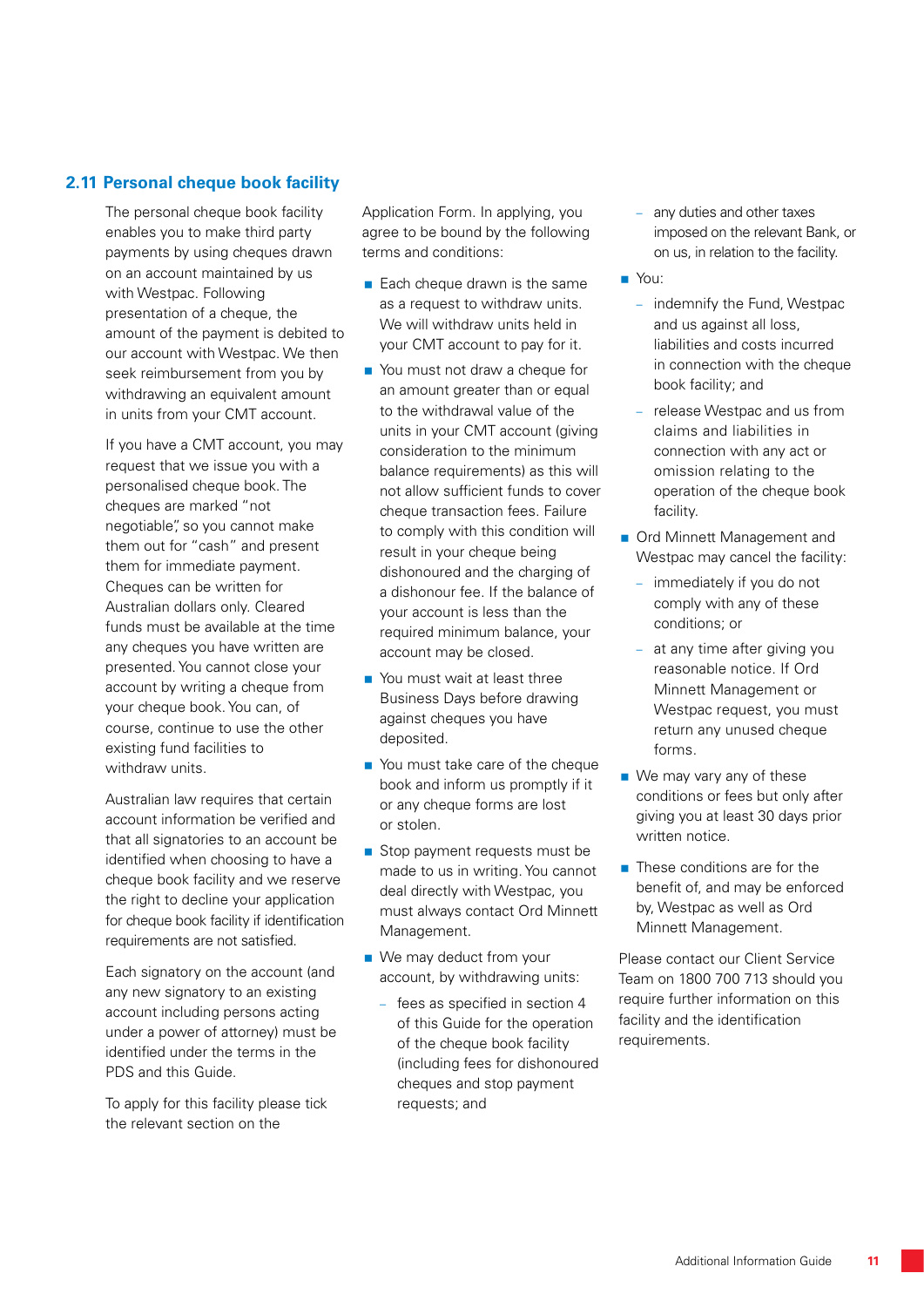## 2.11 Personal cheque book facility

The personal cheque book facility enables you to make third party payments by using cheques drawn on an account maintained by us with Westpac. Following presentation of a cheque, the amount of the payment is debited to our account with Westpac. We then seek reimbursement from you by withdrawing an equivalent amount in units from your CMT account.

If you have a CMT account, you may request that we issue you with a personalised cheque book. The cheques are marked "not negotiable", so you cannot make them out for "cash" and present them for immediate payment. Cheques can be written for Australian dollars only. Cleared funds must be available at the time any cheques you have written are presented. You cannot close your account by writing a cheque from your cheque book. You can, of course, continue to use the other existing fund facilities to withdraw units.

Australian law requires that certain account information be verified and that all signatories to an account be identified when choosing to have a cheque book facility and we reserve the right to decline your application for cheque book facility if identification requirements are not satisfied.

Each signatory on the account (and any new signatory to an existing account including persons acting under a power of attorney) must be identified under the terms in the PDS and this Guide.

To apply for this facility please tick the relevant section on the Application Form. In applying, you agree to be bound by the following terms and conditions:

- Each cheque drawn is the same as a request to withdraw units. We will withdraw units held in your CMT account to pay for it.
- You must not draw a cheque for an amount greater than or equal to the withdrawal value of the units in your CMT account (giving consideration to the minimum balance requirements) as this will not allow sufficient funds to cover cheque transaction fees. Failure to comply with this condition will result in your cheque being dishonoured and the charging of a dishonour fee. If the balance of your account is less than the required minimum balance, your account may be closed.
- You must wait at least three Business Days before drawing against cheques you have deposited.
- You must take care of the cheque book and inform us promptly if it or any cheque forms are lost or stolen.
- Stop payment requests must be made to us in writing. You cannot deal directly with Westpac, you must always contact Ord Minnett Management.
- We may deduct from your account, by withdrawing units:
  - fees as specified in section 4 of this Guide for the operation of the cheque book facility (including fees for dishonoured cheques and stop payment requests; and
  - any duties and other taxes imposed on the relevant Bank, or on us, in relation to the facility.
- You:
  - indemnify the Fund, Westpac and us against all loss, liabilities and costs incurred in connection with the cheque book facility; and
  - release Westpac and us from claims and liabilities in connection with any act or omission relating to the operation of the cheque book facility.
- Ord Minnett Management and Westpac may cancel the facility:
  - immediately if you do not comply with any of these conditions; or
  - at any time after giving you reasonable notice. If Ord Minnett Management or Westpac request, you must return any unused cheque forms.
- We may vary any of these conditions or fees but only after giving you at least 30 days prior written notice.
- These conditions are for the benefit of, and may be enforced by, Westpac as well as Ord Minnett Management.

Please contact our Client Service Team on 1800 700 713 should you require further information on this facility and the identification requirements.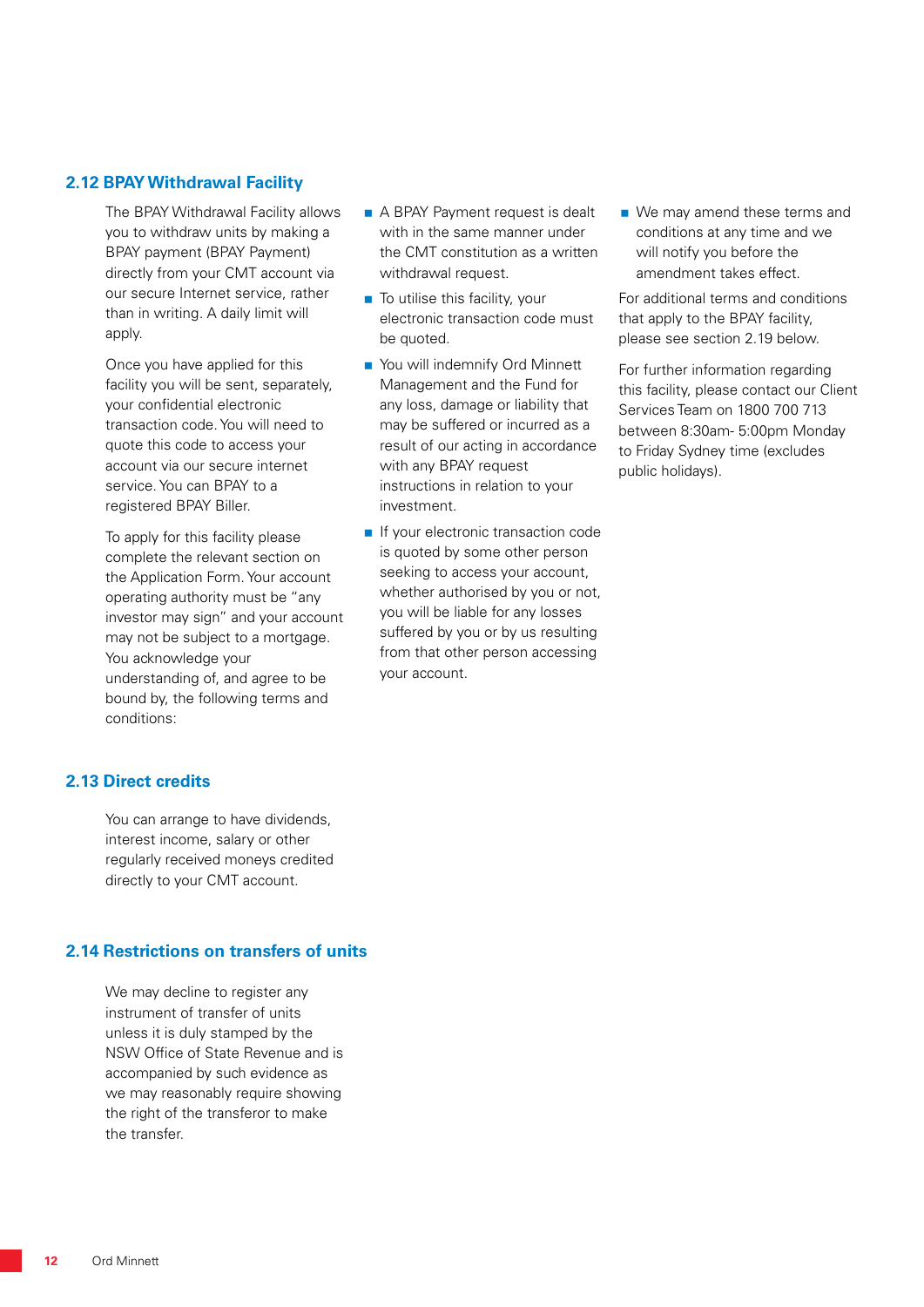## 2.12 BPAY Withdrawal Facility

The BPAY Withdrawal Facility allows you to withdraw units by making a BPAY payment (BPAY Payment) directly from your CMT account via our secure Internet service, rather than in writing. A daily limit will apply.

Once you have applied for this facility you will be sent, separately, your confidential electronic transaction code. You will need to quote this code to access your account via our secure internet service. You can BPAY to a registered BPAY Biller.

To apply for this facility please complete the relevant section on the Application Form. Your account operating authority must be "any investor may sign" and your account may not be subject to a mortgage. You acknowledge your understanding of, and agree to be bound by, the following terms and conditions:

- A BPAY Payment request is dealt with in the same manner under the CMT constitution as a written withdrawal request.
- To utilise this facility, your electronic transaction code must be quoted.
- You will indemnify Ord Minnett Management and the Fund for any loss, damage or liability that may be suffered or incurred as a result of our acting in accordance with any BPAY request instructions in relation to your investment.
- If your electronic transaction code is quoted by some other person seeking to access your account, whether authorised by you or not, you will be liable for any losses suffered by you or by us resulting from that other person accessing your account.
- We may amend these terms and conditions at any time and we will notify you before the amendment takes effect.

For additional terms and conditions that apply to the BPAY facility, please see section 2.19 below.

For further information regarding this facility, please contact our Client Services Team on 1800 700 713 between 8:30am- 5:00pm Monday to Friday Sydney time (excludes public holidays).

## 2.13 Direct credits

You can arrange to have dividends, interest income, salary or other regularly received moneys credited directly to your CMT account.

## 2.14 Restrictions on transfers of units

We may decline to register any instrument of transfer of units unless it is duly stamped by the NSW Office of State Revenue and is accompanied by such evidence as we may reasonably require showing the right of the transferor to make the transfer.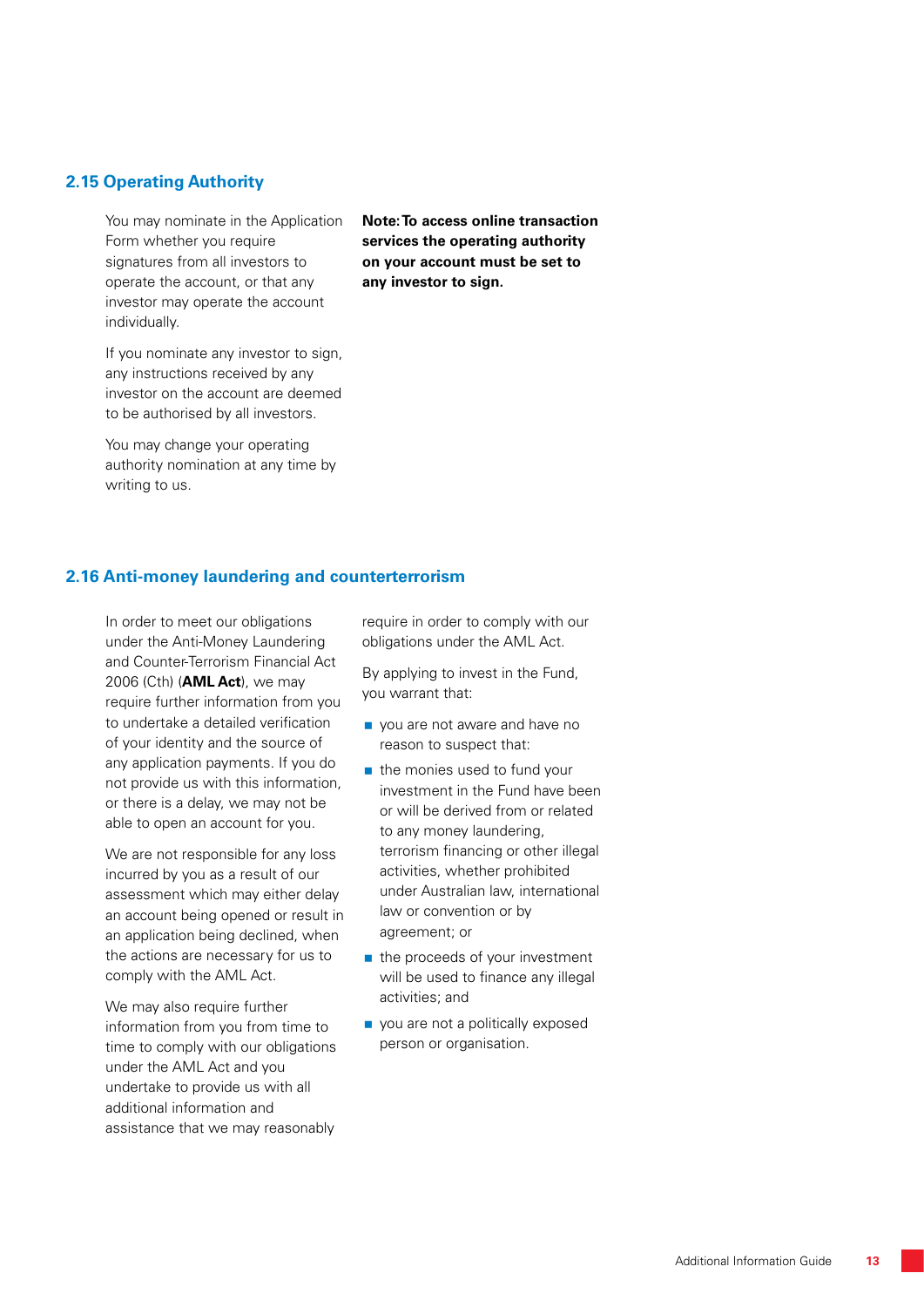## 2.15 Operating Authority

You may nominate in the Application Form whether you require signatures from all investors to operate the account, or that any investor may operate the account individually.

If you nominate any investor to sign, any instructions received by any investor on the account are deemed to be authorised by all investors.

You may change your operating authority nomination at any time by writing to us.

**Note: To access online transaction services the operating authority on your account must be set to any investor to sign.**

## 2.16 Anti-money laundering and counterterrorism

In order to meet our obligations under the Anti-Money Laundering and Counter-Terrorism Financial Act 2006 (Cth) (**AML Act**), we may require further information from you to undertake a detailed verification of your identity and the source of any application payments. If you do not provide us with this information, or there is a delay, we may not be able to open an account for you.

We are not responsible for any loss incurred by you as a result of our assessment which may either delay an account being opened or result in an application being declined, when the actions are necessary for us to comply with the AML Act.

We may also require further information from you from time to time to comply with our obligations under the AML Act and you undertake to provide us with all additional information and assistance that we may reasonably require in order to comply with our obligations under the AML Act.

By applying to invest in the Fund, you warrant that:

- you are not aware and have no reason to suspect that:
- the monies used to fund your investment in the Fund have been or will be derived from or related to any money laundering, terrorism financing or other illegal activities, whether prohibited under Australian law, international law or convention or by agreement; or
- the proceeds of your investment will be used to finance any illegal activities; and
- you are not a politically exposed person or organisation.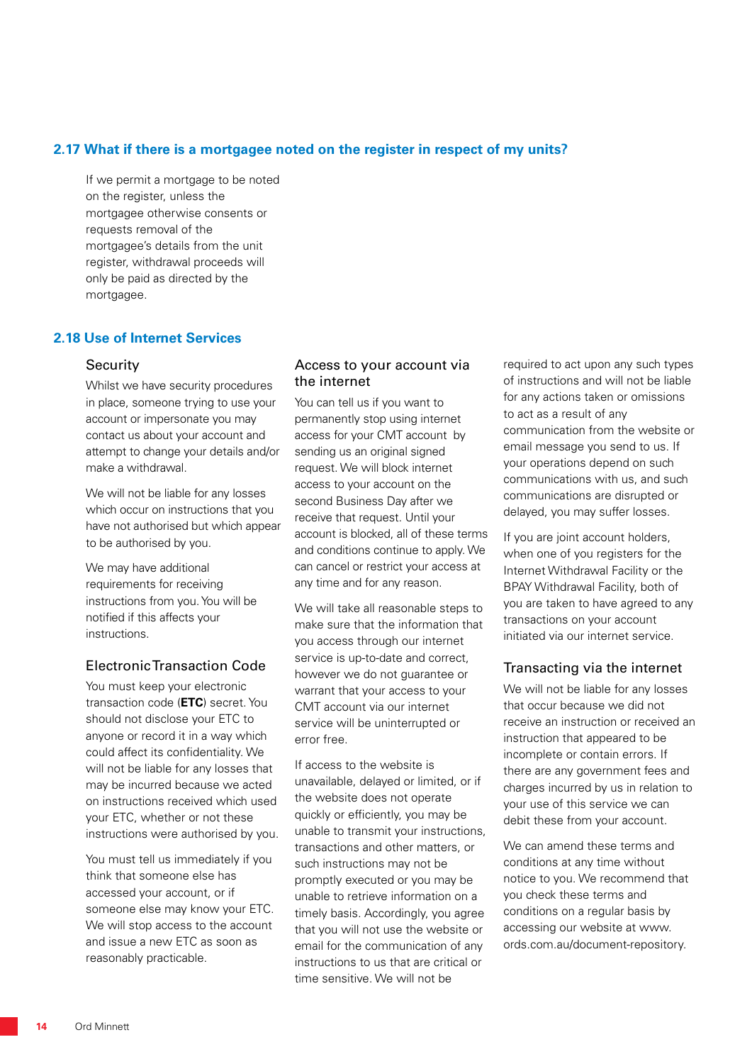## 2.17 What if there is a mortgagee noted on the register in respect of my units?

If we permit a mortgage to be noted on the register, unless the mortgagee otherwise consents or requests removal of the mortgagee's details from the unit register, withdrawal proceeds will only be paid as directed by the mortgagee.

## 2.18 Use of Internet Services

### Security

Whilst we have security procedures in place, someone trying to use your account or impersonate you may contact us about your account and attempt to change your details and/or make a withdrawal.

We will not be liable for any losses which occur on instructions that you have not authorised but which appear to be authorised by you.

We may have additional requirements for receiving instructions from you. You will be notified if this affects your instructions.

### Electronic Transaction Code

You must keep your electronic transaction code (**ETC**) secret. You should not disclose your ETC to anyone or record it in a way which could affect its confidentiality. We will not be liable for any losses that may be incurred because we acted on instructions received which used your ETC, whether or not these instructions were authorised by you.

You must tell us immediately if you think that someone else has accessed your account, or if someone else may know your ETC. We will stop access to the account and issue a new ETC as soon as reasonably practicable.

### Access to your account via the internet

You can tell us if you want to permanently stop using internet access for your CMT account by sending us an original signed request. We will block internet access to your account on the second Business Day after we receive that request. Until your account is blocked, all of these terms and conditions continue to apply. We can cancel or restrict your access at any time and for any reason.

We will take all reasonable steps to make sure that the information that you access through our internet service is up-to-date and correct, however we do not guarantee or warrant that your access to your CMT account via our internet service will be uninterrupted or error free.

If access to the website is unavailable, delayed or limited, or if the website does not operate quickly or efficiently, you may be unable to transmit your instructions, transactions and other matters, or such instructions may not be promptly executed or you may be unable to retrieve information on a timely basis. Accordingly, you agree that you will not use the website or email for the communication of any instructions to us that are critical or time sensitive. We will not be required to act upon any such types of instructions and will not be liable for any actions taken or omissions to act as a result of any communication from the website or email message you send to us. If your operations depend on such communications with us, and such communications are disrupted or delayed, you may suffer losses.

If you are joint account holders, when one of you registers for the Internet Withdrawal Facility or the BPAY Withdrawal Facility, both of you are taken to have agreed to any transactions on your account initiated via our internet service.

### Transacting via the internet

We will not be liable for any losses that occur because we did not receive an instruction or received an instruction that appeared to be incomplete or contain errors. If there are any government fees and charges incurred by us in relation to your use of this service we can debit these from your account.

We can amend these terms and conditions at any time without notice to you. We recommend that you check these terms and conditions on a regular basis by accessing our website at www.ords.com.au/document-repository.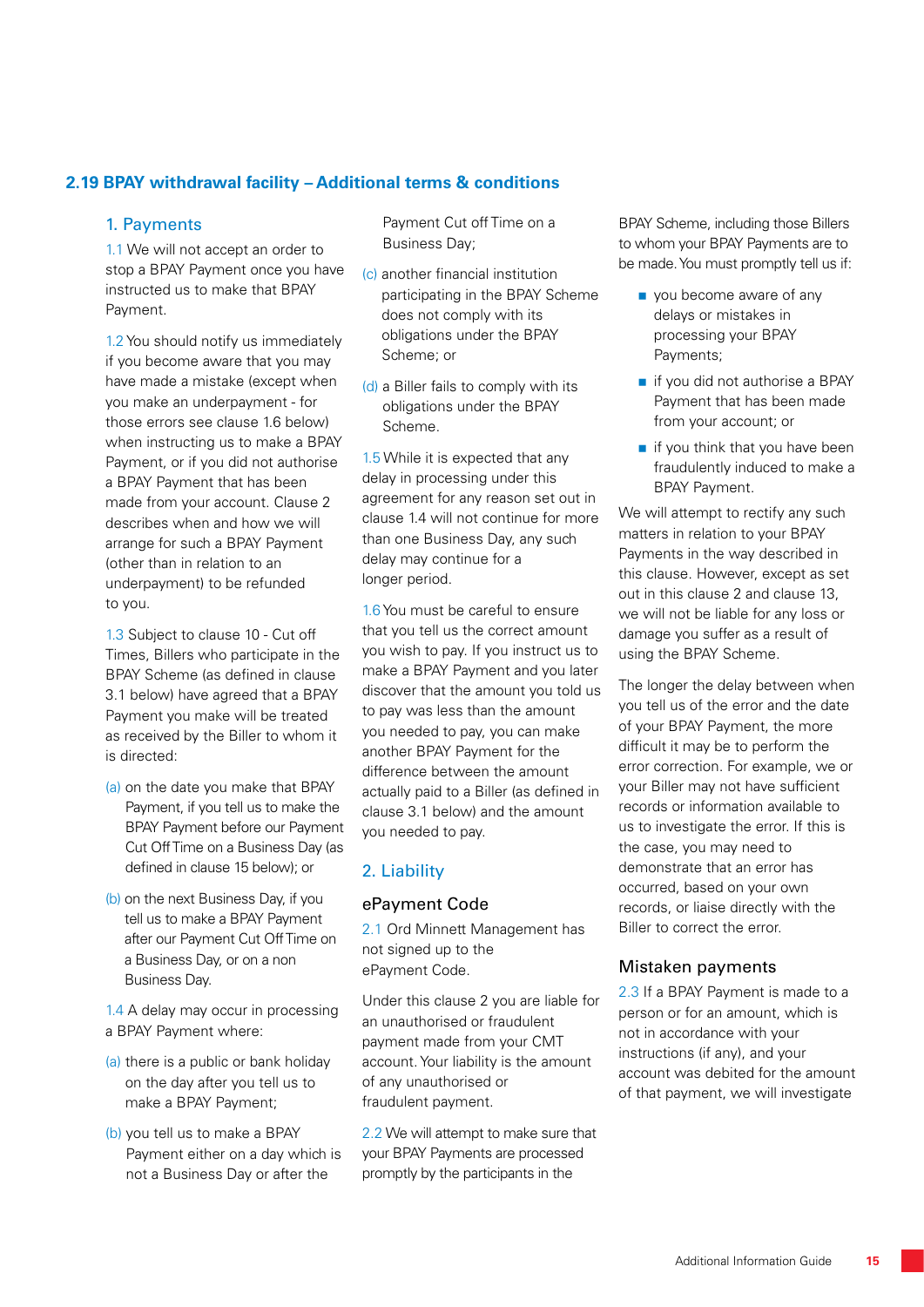## 2.19 BPAY withdrawal facility – Additional terms & conditions

### 1. Payments

1.1 We will not accept an order to stop a BPAY Payment once you have instructed us to make that BPAY Payment.

1.2 You should notify us immediately if you become aware that you may have made a mistake (except when you make an underpayment - for those errors see clause 1.6 below) when instructing us to make a BPAY Payment, or if you did not authorise a BPAY Payment that has been made from your account. Clause 2 describes when and how we will arrange for such a BPAY Payment (other than in relation to an underpayment) to be refunded to you.

1.3 Subject to clause 10 - Cut off Times, Billers who participate in the BPAY Scheme (as defined in clause 3.1 below) have agreed that a BPAY Payment you make will be treated as received by the Biller to whom it is directed:

(a) on the date you make that BPAY Payment, if you tell us to make the BPAY Payment before our Payment Cut Off Time on a Business Day (as defined in clause 15 below); or

(b) on the next Business Day, if you tell us to make a BPAY Payment after our Payment Cut Off Time on a Business Day, or on a non Business Day.

1.4 A delay may occur in processing a BPAY Payment where:

(a) there is a public or bank holiday on the day after you tell us to make a BPAY Payment;

(b) you tell us to make a BPAY Payment either on a day which is not a Business Day or after the Payment Cut off Time on a Business Day;

(c) another financial institution participating in the BPAY Scheme does not comply with its obligations under the BPAY Scheme; or

(d) a Biller fails to comply with its obligations under the BPAY Scheme.

1.5 While it is expected that any delay in processing under this agreement for any reason set out in clause 1.4 will not continue for more than one Business Day, any such delay may continue for a longer period.

1.6 You must be careful to ensure that you tell us the correct amount you wish to pay. If you instruct us to make a BPAY Payment and you later discover that the amount you told us to pay was less than the amount you needed to pay, you can make another BPAY Payment for the difference between the amount actually paid to a Biller (as defined in clause 3.1 below) and the amount you needed to pay.

### 2. Liability

#### ePayment Code

2.1 Ord Minnett Management has not signed up to the ePayment Code.

Under this clause 2 you are liable for an unauthorised or fraudulent payment made from your CMT account. Your liability is the amount of any unauthorised or fraudulent payment.

2.2 We will attempt to make sure that your BPAY Payments are processed promptly by the participants in the BPAY Scheme, including those Billers to whom your BPAY Payments are to be made. You must promptly tell us if:

- you become aware of any delays or mistakes in processing your BPAY Payments;
- if you did not authorise a BPAY Payment that has been made from your account; or
- if you think that you have been fraudulently induced to make a BPAY Payment.

We will attempt to rectify any such matters in relation to your BPAY Payments in the way described in this clause. However, except as set out in this clause 2 and clause 13, we will not be liable for any loss or damage you suffer as a result of using the BPAY Scheme.

The longer the delay between when you tell us of the error and the date of your BPAY Payment, the more difficult it may be to perform the error correction. For example, we or your Biller may not have sufficient records or information available to us to investigate the error. If this is the case, you may need to demonstrate that an error has occurred, based on your own records, or liaise directly with the Biller to correct the error.

#### Mistaken payments

2.3 If a BPAY Payment is made to a person or for an amount, which is not in accordance with your instructions (if any), and your account was debited for the amount of that payment, we will investigate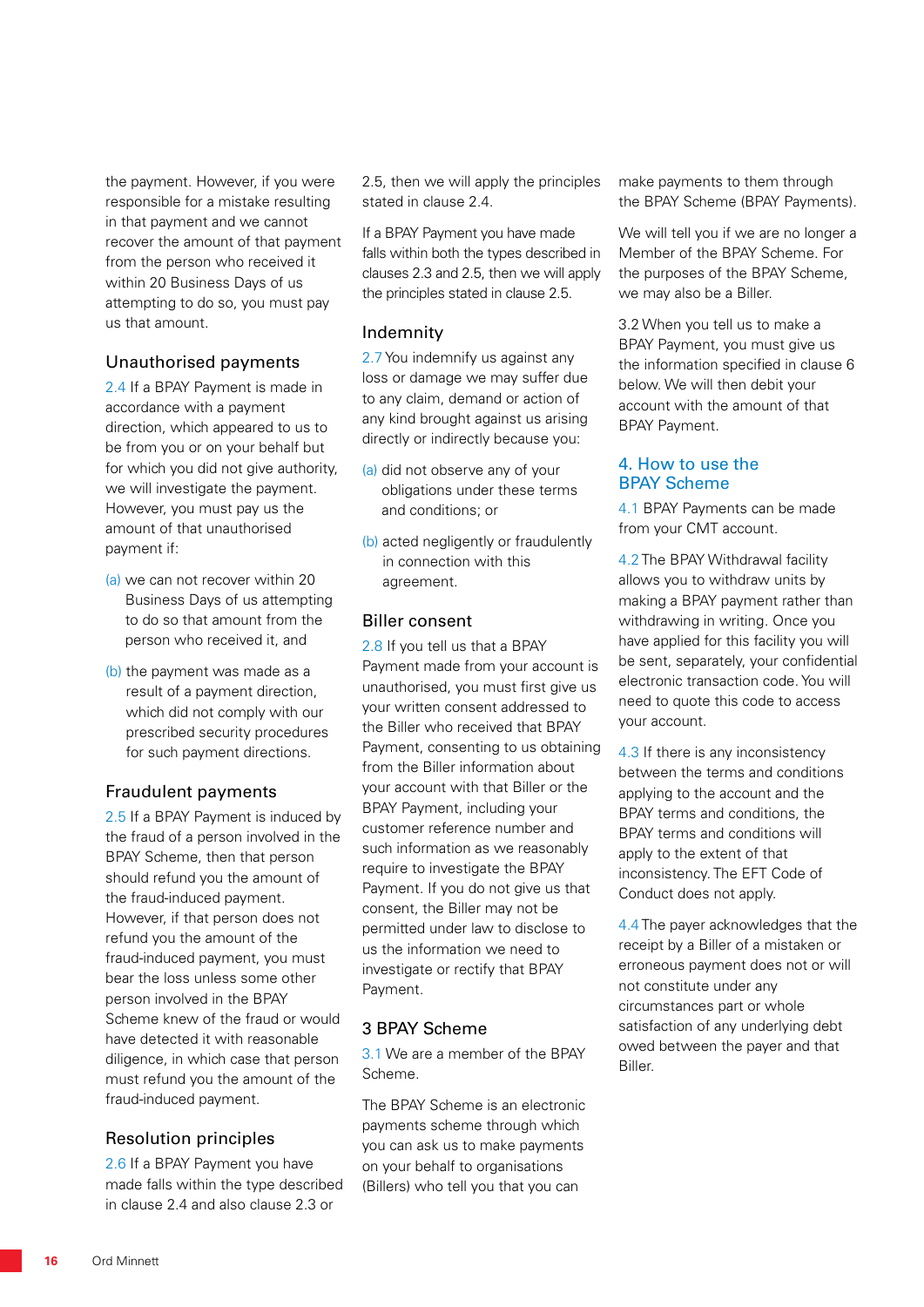the payment. However, if you were responsible for a mistake resulting in that payment and we cannot recover the amount of that payment from the person who received it within 20 Business Days of us attempting to do so, you must pay us that amount.

### Unauthorised payments

2.4 If a BPAY Payment is made in accordance with a payment direction, which appeared to us to be from you or on your behalf but for which you did not give authority, we will investigate the payment. However, you must pay us the amount of that unauthorised payment if:

(a) we can not recover within 20 Business Days of us attempting to do so that amount from the person who received it, and

(b) the payment was made as a result of a payment direction, which did not comply with our prescribed security procedures for such payment directions.

### Fraudulent payments

2.5 If a BPAY Payment is induced by the fraud of a person involved in the BPAY Scheme, then that person should refund you the amount of the fraud-induced payment. However, if that person does not refund you the amount of the fraud-induced payment, you must bear the loss unless some other person involved in the BPAY Scheme knew of the fraud or would have detected it with reasonable diligence, in which case that person must refund you the amount of the fraud-induced payment.

### Resolution principles

2.6 If a BPAY Payment you have made falls within the type described in clause 2.4 and also clause 2.3 or 2.5, then we will apply the principles stated in clause 2.4.

If a BPAY Payment you have made falls within both the types described in clauses 2.3 and 2.5, then we will apply the principles stated in clause 2.5.

### Indemnity

2.7 You indemnify us against any loss or damage we may suffer due to any claim, demand or action of any kind brought against us arising directly or indirectly because you:

(a) did not observe any of your obligations under these terms and conditions; or

(b) acted negligently or fraudulently in connection with this agreement.

### Biller consent

2.8 If you tell us that a BPAY Payment made from your account is unauthorised, you must first give us your written consent addressed to the Biller who received that BPAY Payment, consenting to us obtaining from the Biller information about your account with that Biller or the BPAY Payment, including your customer reference number and such information as we reasonably require to investigate the BPAY Payment. If you do not give us that consent, the Biller may not be permitted under law to disclose to us the information we need to investigate or rectify that BPAY Payment.

## 3 BPAY Scheme

3.1 We are a member of the BPAY Scheme.

The BPAY Scheme is an electronic payments scheme through which you can ask us to make payments on your behalf to organisations (Billers) who tell you that you can make payments to them through the BPAY Scheme (BPAY Payments).

We will tell you if we are no longer a Member of the BPAY Scheme. For the purposes of the BPAY Scheme, we may also be a Biller.

3.2 When you tell us to make a BPAY Payment, you must give us the information specified in clause 6 below. We will then debit your account with the amount of that BPAY Payment.

## 4. How to use the BPAY Scheme

4.1 BPAY Payments can be made from your CMT account.

4.2 The BPAY Withdrawal facility allows you to withdraw units by making a BPAY payment rather than withdrawing in writing. Once you have applied for this facility you will be sent, separately, your confidential electronic transaction code. You will need to quote this code to access your account.

4.3 If there is any inconsistency between the terms and conditions applying to the account and the BPAY terms and conditions, the BPAY terms and conditions will apply to the extent of that inconsistency. The EFT Code of Conduct does not apply.

4.4 The payer acknowledges that the receipt by a Biller of a mistaken or erroneous payment does not or will not constitute under any circumstances part or whole satisfaction of any underlying debt owed between the payer and that Biller.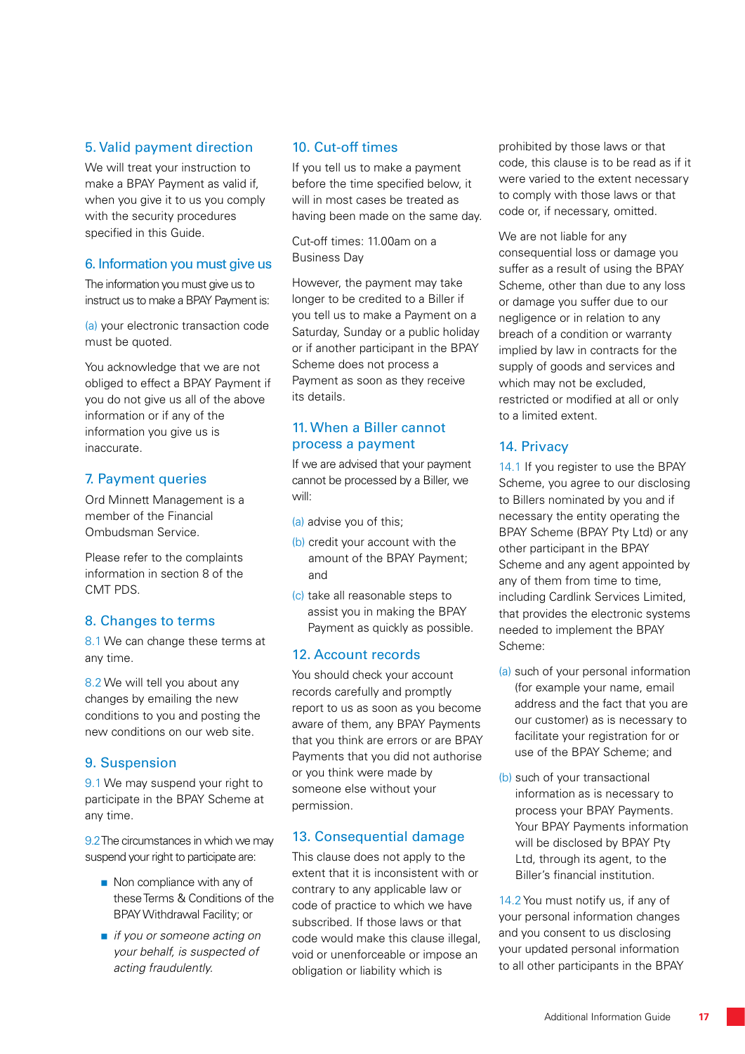## 5. Valid payment direction

We will treat your instruction to make a BPAY Payment as valid if, when you give it to us you comply with the security procedures specified in this Guide.

## 6. Information you must give us

The information you must give us to instruct us to make a BPAY Payment is:

(a) your electronic transaction code must be quoted.

You acknowledge that we are not obliged to effect a BPAY Payment if you do not give us all of the above information or if any of the information you give us is inaccurate.

## 7. Payment queries

Ord Minnett Management is a member of the Financial Ombudsman Service.

Please refer to the complaints information in section 8 of the CMT PDS.

## 8. Changes to terms

8.1 We can change these terms at any time.

8.2 We will tell you about any changes by emailing the new conditions to you and posting the new conditions on our web site.

## 9. Suspension

9.1 We may suspend your right to participate in the BPAY Scheme at any time.

9.2 The circumstances in which we may suspend your right to participate are:

- Non compliance with any of these Terms & Conditions of the BPAY Withdrawal Facility; or
- *if you or someone acting on your behalf, is suspected of acting fraudulently.*

## 10. Cut-off times

If you tell us to make a payment before the time specified below, it will in most cases be treated as having been made on the same day.

Cut-off times: 11.00am on a Business Day

However, the payment may take longer to be credited to a Biller if you tell us to make a Payment on a Saturday, Sunday or a public holiday or if another participant in the BPAY Scheme does not process a Payment as soon as they receive its details.

## 11. When a Biller cannot process a payment

If we are advised that your payment cannot be processed by a Biller, we will:

(a) advise you of this;

(b) credit your account with the amount of the BPAY Payment; and

(c) take all reasonable steps to assist you in making the BPAY Payment as quickly as possible.

## 12. Account records

You should check your account records carefully and promptly report to us as soon as you become aware of them, any BPAY Payments that you think are errors or are BPAY Payments that you did not authorise or you think were made by someone else without your permission.

## 13. Consequential damage

This clause does not apply to the extent that it is inconsistent with or contrary to any applicable law or code of practice to which we have subscribed. If those laws or that code would make this clause illegal, void or unenforceable or impose an obligation or liability which is prohibited by those laws or that code, this clause is to be read as if it were varied to the extent necessary to comply with those laws or that code or, if necessary, omitted.

We are not liable for any consequential loss or damage you suffer as a result of using the BPAY Scheme, other than due to any loss or damage you suffer due to our negligence or in relation to any breach of a condition or warranty implied by law in contracts for the supply of goods and services and which may not be excluded, restricted or modified at all or only to a limited extent.

## 14. Privacy

14.1 If you register to use the BPAY Scheme, you agree to our disclosing to Billers nominated by you and if necessary the entity operating the BPAY Scheme (BPAY Pty Ltd) or any other participant in the BPAY Scheme and any agent appointed by any of them from time to time, including Cardlink Services Limited, that provides the electronic systems needed to implement the BPAY Scheme:

(a) such of your personal information (for example your name, email address and the fact that you are our customer) as is necessary to facilitate your registration for or use of the BPAY Scheme; and

(b) such of your transactional information as is necessary to process your BPAY Payments. Your BPAY Payments information will be disclosed by BPAY Pty Ltd, through its agent, to the Biller's financial institution.

14.2 You must notify us, if any of your personal information changes and you consent to us disclosing your updated personal information to all other participants in the BPAY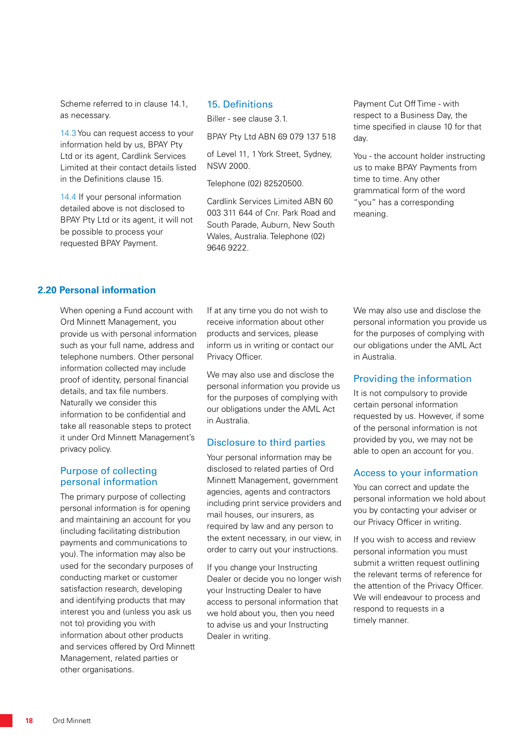Scheme referred to in clause 14.1, as necessary.

14.3 You can request access to your information held by us, BPAY Pty Ltd or its agent, Cardlink Services Limited at their contact details listed in the Definitions clause 15.

14.4 If your personal information detailed above is not disclosed to BPAY Pty Ltd or its agent, it will not be possible to process your requested BPAY Payment.

### 15. Definitions

Biller - see clause 3.1.

BPAY Pty Ltd ABN 69 079 137 518

of Level 11, 1 York Street, Sydney, NSW 2000.

Telephone (02) 82520500.

Cardlink Services Limited ABN 60 003 311 644 of Cnr. Park Road and South Parade, Auburn, New South Wales, Australia. Telephone (02) 9646 9222.

Payment Cut Off Time - with respect to a Business Day, the time specified in clause 10 for that day.

You - the account holder instructing us to make BPAY Payments from time to time. Any other grammatical form of the word "you" has a corresponding meaning.

## 2.20 Personal information

When opening a Fund account with Ord Minnett Management, you provide us with personal information such as your full name, address and telephone numbers. Other personal information collected may include proof of identity, personal financial details, and tax file numbers. Naturally we consider this information to be confidential and take all reasonable steps to protect it under Ord Minnett Management's privacy policy.

### Purpose of collecting personal information

The primary purpose of collecting personal information is for opening and maintaining an account for you (including facilitating distribution payments and communications to you). The information may also be used for the secondary purposes of conducting market or customer satisfaction research, developing and identifying products that may interest you and (unless you ask us not to) providing you with information about other products and services offered by Ord Minnett Management, related parties or other organisations.

If at any time you do not wish to receive information about other products and services, please inform us in writing or contact our Privacy Officer.

We may also use and disclose the personal information you provide us for the purposes of complying with our obligations under the AML Act in Australia.

### Disclosure to third parties

Your personal information may be disclosed to related parties of Ord Minnett Management, government agencies, agents and contractors including print service providers and mail houses, our insurers, as required by law and any person to the extent necessary, in our view, in order to carry out your instructions.

If you change your Instructing Dealer or decide you no longer wish your Instructing Dealer to have access to personal information that we hold about you, then you need to advise us and your Instructing Dealer in writing.

We may also use and disclose the personal information you provide us for the purposes of complying with our obligations under the AML Act in Australia.

### Providing the information

It is not compulsory to provide certain personal information requested by us. However, if some of the personal information is not provided by you, we may not be able to open an account for you.

### Access to your information

You can correct and update the personal information we hold about you by contacting your adviser or our Privacy Officer in writing.

If you wish to access and review personal information you must submit a written request outlining the relevant terms of reference for the attention of the Privacy Officer. We will endeavour to process and respond to requests in a timely manner.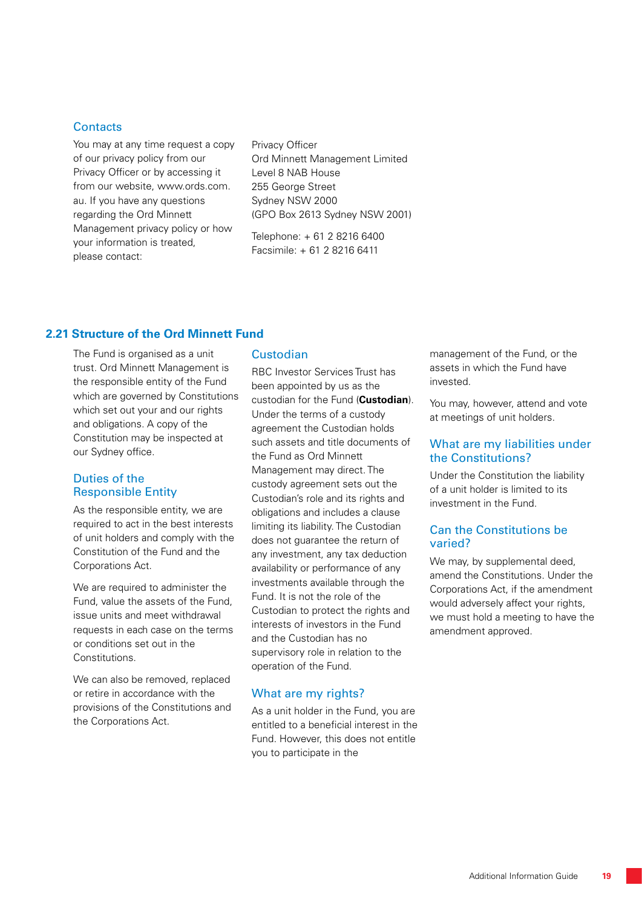### Contacts

You may at any time request a copy of our privacy policy from our Privacy Officer or by accessing it from our website, www.ords.com.au. If you have any questions regarding the Ord Minnett Management privacy policy or how your information is treated, please contact:

Privacy Officer
Ord Minnett Management Limited
Level 8 NAB House
255 George Street
Sydney NSW 2000
(GPO Box 2613 Sydney NSW 2001)

Telephone: + 61 2 8216 6400
Facsimile: + 61 2 8216 6411

## 2.21 Structure of the Ord Minnett Fund

The Fund is organised as a unit trust. Ord Minnett Management is the responsible entity of the Fund which are governed by Constitutions which set out your and our rights and obligations. A copy of the Constitution may be inspected at our Sydney office.

### Duties of the Responsible Entity

As the responsible entity, we are required to act in the best interests of unit holders and comply with the Constitution of the Fund and the Corporations Act.

We are required to administer the Fund, value the assets of the Fund, issue units and meet withdrawal requests in each case on the terms or conditions set out in the Constitutions.

We can also be removed, replaced or retire in accordance with the provisions of the Constitutions and the Corporations Act.

### Custodian

RBC Investor Services Trust has been appointed by us as the custodian for the Fund (**Custodian**). Under the terms of a custody agreement the Custodian holds such assets and title documents of the Fund as Ord Minnett Management may direct. The custody agreement sets out the Custodian's role and its rights and obligations and includes a clause limiting its liability. The Custodian does not guarantee the return of any investment, any tax deduction availability or performance of any investments available through the Fund. It is not the role of the Custodian to protect the rights and interests of investors in the Fund and the Custodian has no supervisory role in relation to the operation of the Fund.

### What are my rights?

As a unit holder in the Fund, you are entitled to a beneficial interest in the Fund. However, this does not entitle you to participate in the management of the Fund, or the assets in which the Fund have invested.

You may, however, attend and vote at meetings of unit holders.

### What are my liabilities under the Constitutions?

Under the Constitution the liability of a unit holder is limited to its investment in the Fund.

### Can the Constitutions be varied?

We may, by supplemental deed, amend the Constitutions. Under the Corporations Act, if the amendment would adversely affect your rights, we must hold a meeting to have the amendment approved.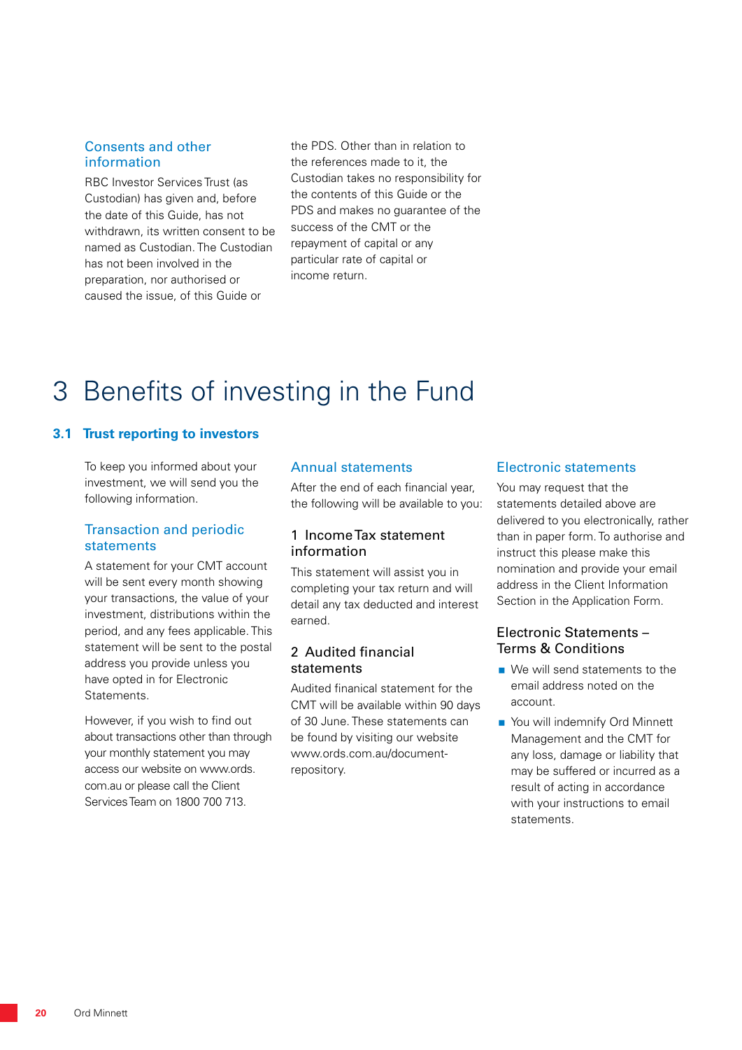### Consents and other information

RBC Investor Services Trust (as Custodian) has given and, before the date of this Guide, has not withdrawn, its written consent to be named as Custodian. The Custodian has not been involved in the preparation, nor authorised or caused the issue, of this Guide or the PDS. Other than in relation to the references made to it, the Custodian takes no responsibility for the contents of this Guide or the PDS and makes no guarantee of the success of the CMT or the repayment of capital or any particular rate of capital or income return.

# 3 Benefits of investing in the Fund

## 3.1 Trust reporting to investors

To keep you informed about your investment, we will send you the following information.

### Transaction and periodic statements

A statement for your CMT account will be sent every month showing your transactions, the value of your investment, distributions within the period, and any fees applicable. This statement will be sent to the postal address you provide unless you have opted in for Electronic Statements.

However, if you wish to find out about transactions other than through your monthly statement you may access our website on www.ords.com.au or please call the Client Services Team on 1800 700 713.

### Annual statements

After the end of each financial year, the following will be available to you:

#### 1 Income Tax statement information

This statement will assist you in completing your tax return and will detail any tax deducted and interest earned.

#### 2 Audited financial statements

Audited finanical statement for the CMT will be available within 90 days of 30 June. These statements can be found by visiting our website www.ords.com.au/document-repository.

### Electronic statements

You may request that the statements detailed above are delivered to you electronically, rather than in paper form. To authorise and instruct this please make this nomination and provide your email address in the Client Information Section in the Application Form.

#### Electronic Statements – Terms & Conditions

- We will send statements to the email address noted on the account.
- You will indemnify Ord Minnett Management and the CMT for any loss, damage or liability that may be suffered or incurred as a result of acting in accordance with your instructions to email statements.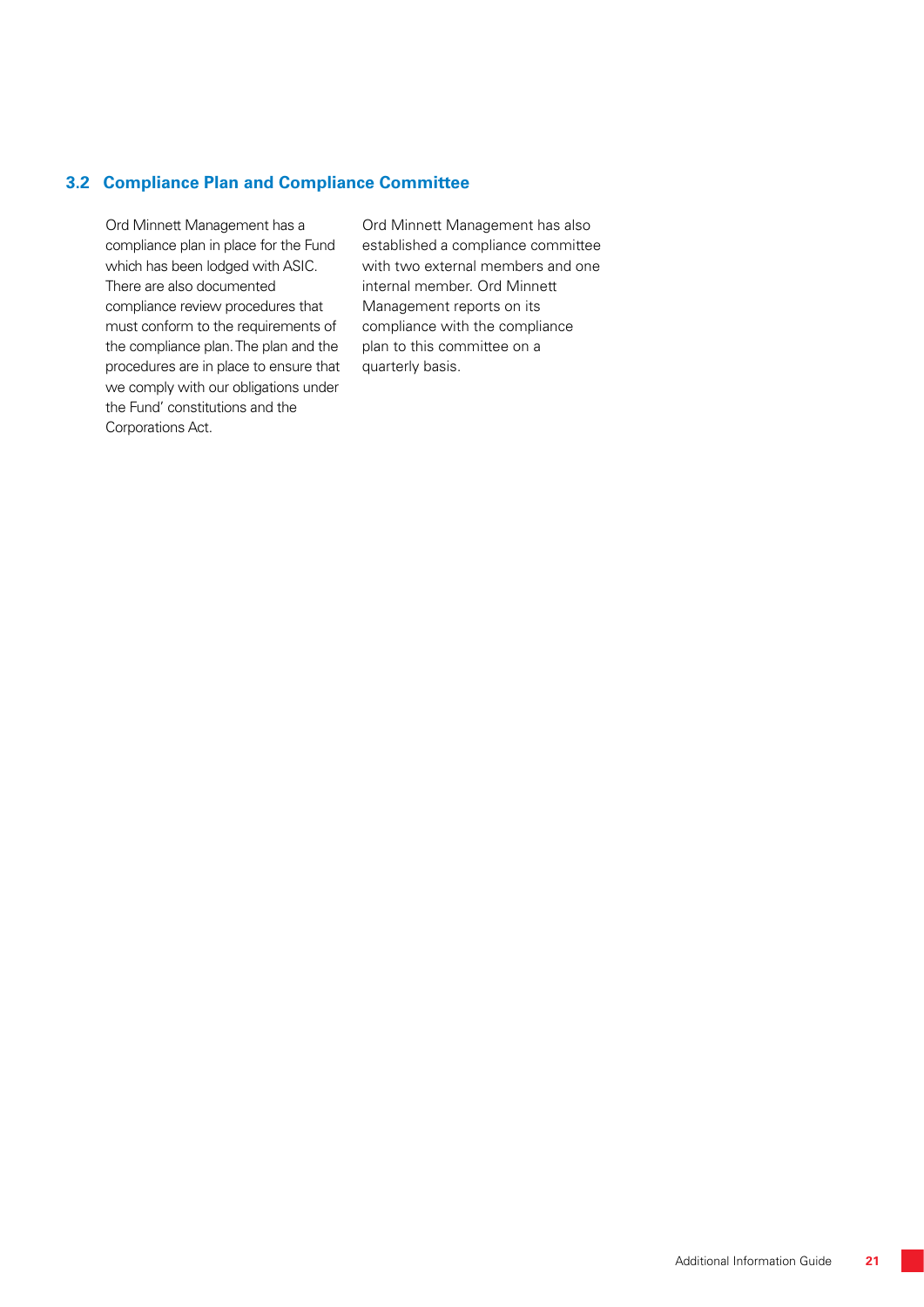### 3.2 Compliance Plan and Compliance Committee

Ord Minnett Management has a compliance plan in place for the Fund which has been lodged with ASIC. There are also documented compliance review procedures that must conform to the requirements of the compliance plan. The plan and the procedures are in place to ensure that we comply with our obligations under the Fund' constitutions and the Corporations Act.

Ord Minnett Management has also established a compliance committee with two external members and one internal member. Ord Minnett Management reports on its compliance with the compliance plan to this committee on a quarterly basis.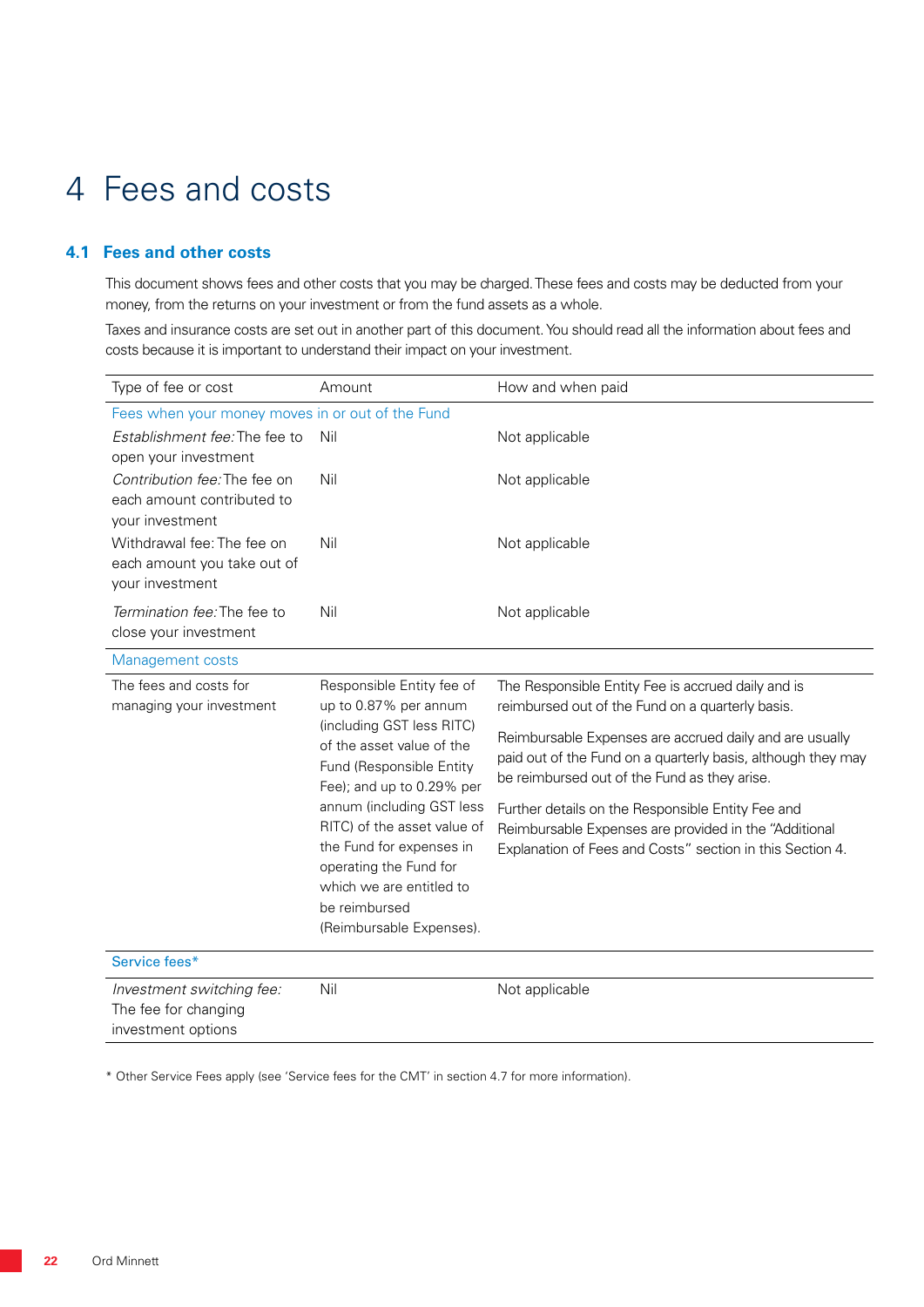# 4 Fees and costs

## 4.1 Fees and other costs

This document shows fees and other costs that you may be charged. These fees and costs may be deducted from your money, from the returns on your investment or from the fund assets as a whole.

Taxes and insurance costs are set out in another part of this document. You should read all the information about fees and costs because it is important to understand their impact on your investment.

| Type of fee or cost | Amount | How and when paid |
|---|---|---|
| **Fees when your money moves in or out of the Fund** | | |
| *Establishment fee:* The fee to open your investment | Nil | Not applicable |
| *Contribution fee:* The fee on each amount contributed to your investment | Nil | Not applicable |
| Withdrawal fee: The fee on each amount you take out of your investment | Nil | Not applicable |
| *Termination fee:* The fee to close your investment | Nil | Not applicable |
| **Management costs** | | |
| The fees and costs for managing your investment | Responsible Entity fee of up to 0.87% per annum (including GST less RITC) of the asset value of the Fund (Responsible Entity Fee); and up to 0.29% per annum (including GST less RITC) of the asset value of the Fund for expenses in operating the Fund for which we are entitled to be reimbursed (Reimbursable Expenses). | The Responsible Entity Fee is accrued daily and is reimbursed out of the Fund on a quarterly basis.<br><br>Reimbursable Expenses are accrued daily and are usually paid out of the Fund on a quarterly basis, although they may be reimbursed out of the Fund as they arise.<br><br>Further details on the Responsible Entity Fee and Reimbursable Expenses are provided in the "Additional Explanation of Fees and Costs" section in this Section 4. |
| **Service fees*** | | |
| *Investment switching fee:* The fee for changing investment options | Nil | Not applicable |

* Other Service Fees apply (see 'Service fees for the CMT' in section 4.7 for more information).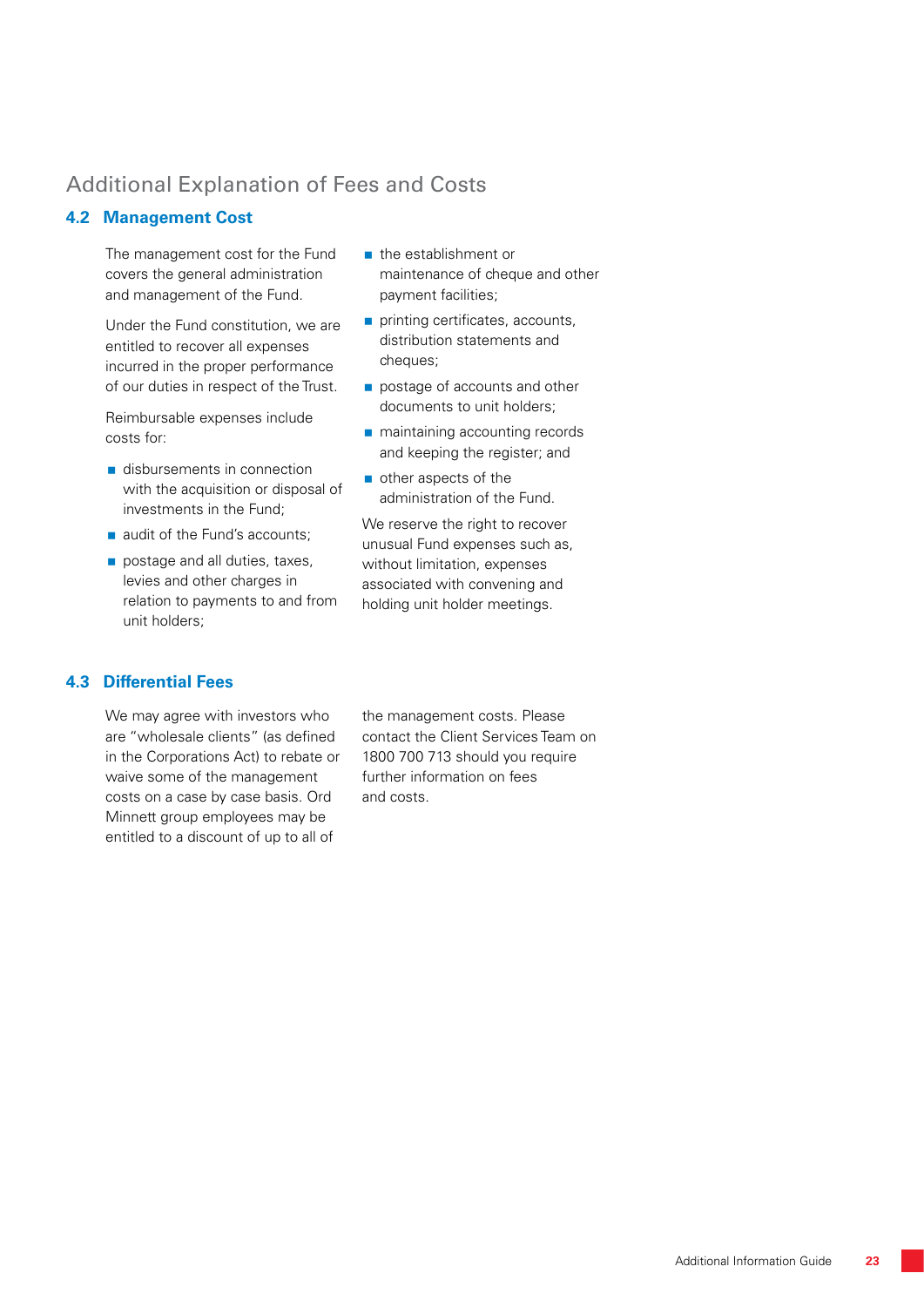# Additional Explanation of Fees and Costs

## 4.2 Management Cost

The management cost for the Fund covers the general administration and management of the Fund.

Under the Fund constitution, we are entitled to recover all expenses incurred in the proper performance of our duties in respect of the Trust.

Reimbursable expenses include costs for:

- disbursements in connection with the acquisition or disposal of investments in the Fund;
- audit of the Fund's accounts;
- postage and all duties, taxes, levies and other charges in relation to payments to and from unit holders;
- the establishment or maintenance of cheque and other payment facilities;
- printing certificates, accounts, distribution statements and cheques;
- postage of accounts and other documents to unit holders;
- maintaining accounting records and keeping the register; and
- other aspects of the administration of the Fund.

We reserve the right to recover unusual Fund expenses such as, without limitation, expenses associated with convening and holding unit holder meetings.

## 4.3 Differential Fees

We may agree with investors who are "wholesale clients" (as defined in the Corporations Act) to rebate or waive some of the management costs on a case by case basis. Ord Minnett group employees may be entitled to a discount of up to all of the management costs. Please contact the Client Services Team on 1800 700 713 should you require further information on fees and costs.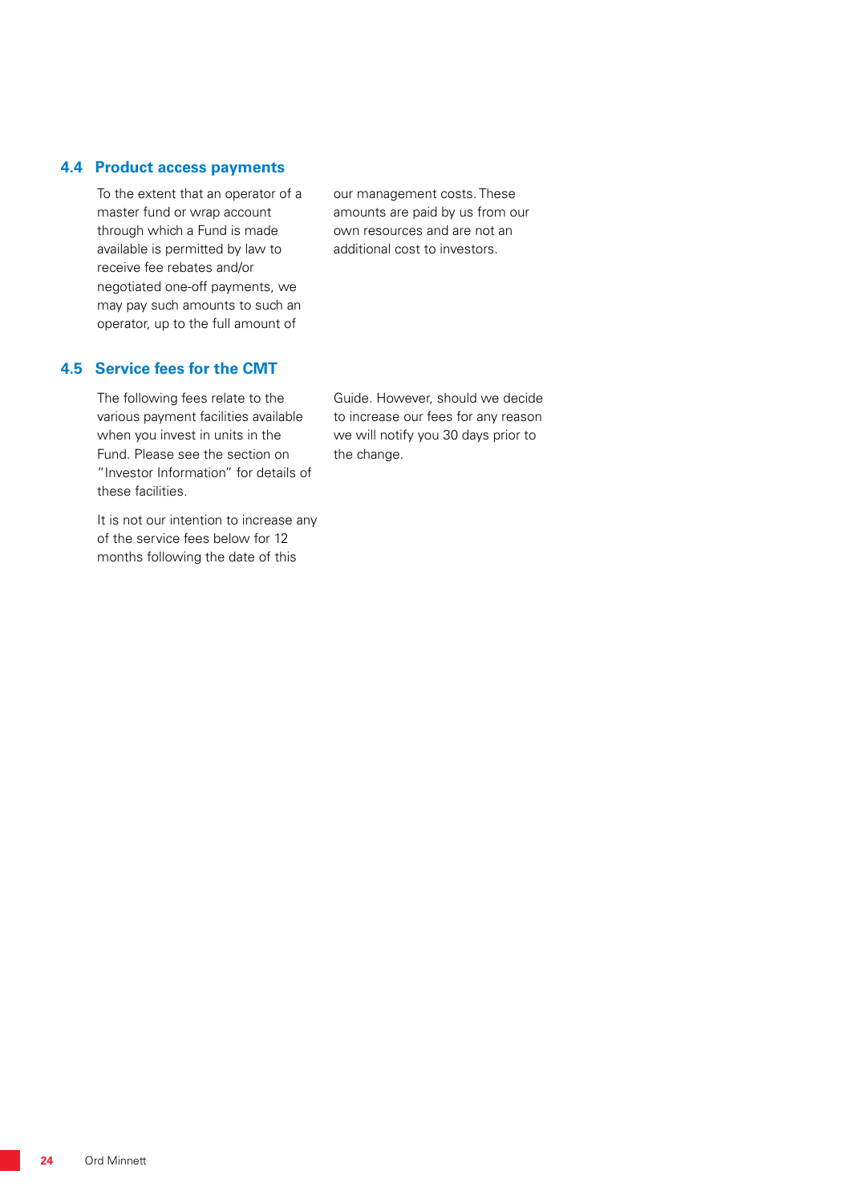## 4.4 Product access payments

To the extent that an operator of a master fund or wrap account through which a Fund is made available is permitted by law to receive fee rebates and/or negotiated one-off payments, we may pay such amounts to such an operator, up to the full amount of our management costs. These amounts are paid by us from our own resources and are not an additional cost to investors.

## 4.5 Service fees for the CMT

The following fees relate to the various payment facilities available when you invest in units in the Fund. Please see the section on "Investor Information" for details of these facilities.

It is not our intention to increase any of the service fees below for 12 months following the date of this Guide. However, should we decide to increase our fees for any reason we will notify you 30 days prior to the change.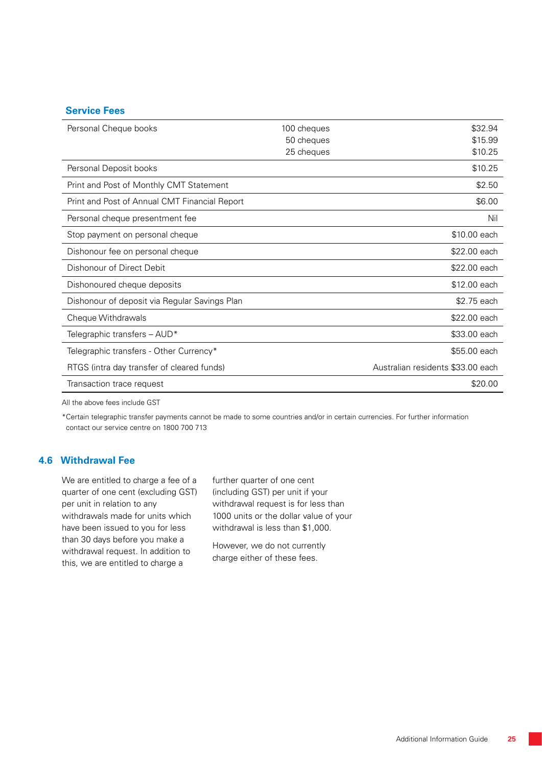## Service Fees

| | | |
|---|---|---|
| Personal Cheque books | 100 cheques<br>50 cheques<br>25 cheques | $32.94<br>$15.99<br>$10.25 |
| Personal Deposit books | | $10.25 |
| Print and Post of Monthly CMT Statement | | $2.50 |
| Print and Post of Annual CMT Financial Report | | $6.00 |
| Personal cheque presentment fee | | Nil |
| Stop payment on personal cheque | | $10.00 each |
| Dishonour fee on personal cheque | | $22.00 each |
| Dishonour of Direct Debit | | $22.00 each |
| Dishonoured cheque deposits | | $12.00 each |
| Dishonour of deposit via Regular Savings Plan | | $2.75 each |
| Cheque Withdrawals | | $22.00 each |
| Telegraphic transfers – AUD* | | $33.00 each |
| Telegraphic transfers - Other Currency* | | $55.00 each |
| RTGS (intra day transfer of cleared funds) | | Australian residents $33.00 each |
| Transaction trace request | | $20.00 |

All the above fees include GST

*Certain telegraphic transfer payments cannot be made to some countries and/or in certain currencies. For further information contact our service centre on 1800 700 713

## 4.6 Withdrawal Fee

We are entitled to charge a fee of a quarter of one cent (excluding GST) per unit in relation to any withdrawals made for units which have been issued to you for less than 30 days before you make a withdrawal request. In addition to this, we are entitled to charge a further quarter of one cent (including GST) per unit if your withdrawal request is for less than 1000 units or the dollar value of your withdrawal is less than $1,000.

However, we do not currently charge either of these fees.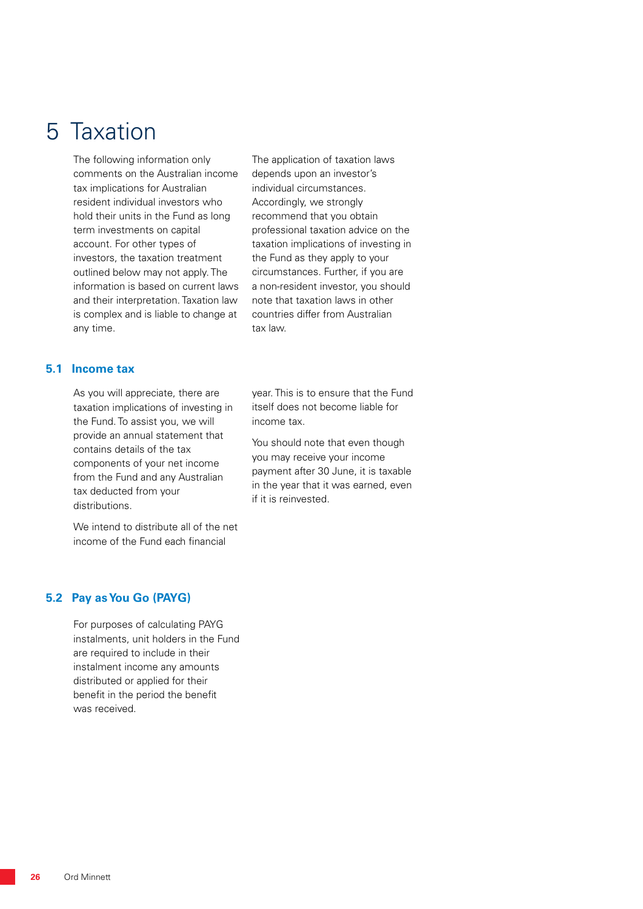# 5 Taxation

The following information only comments on the Australian income tax implications for Australian resident individual investors who hold their units in the Fund as long term investments on capital account. For other types of investors, the taxation treatment outlined below may not apply. The information is based on current laws and their interpretation. Taxation law is complex and is liable to change at any time.

The application of taxation laws depends upon an investor's individual circumstances. Accordingly, we strongly recommend that you obtain professional taxation advice on the taxation implications of investing in the Fund as they apply to your circumstances. Further, if you are a non-resident investor, you should note that taxation laws in other countries differ from Australian tax law.

## 5.1 Income tax

As you will appreciate, there are taxation implications of investing in the Fund. To assist you, we will provide an annual statement that contains details of the tax components of your net income from the Fund and any Australian tax deducted from your distributions.

We intend to distribute all of the net income of the Fund each financial year. This is to ensure that the Fund itself does not become liable for income tax.

You should note that even though you may receive your income payment after 30 June, it is taxable in the year that it was earned, even if it is reinvested.

## 5.2 Pay as You Go (PAYG)

For purposes of calculating PAYG instalments, unit holders in the Fund are required to include in their instalment income any amounts distributed or applied for their benefit in the period the benefit was received.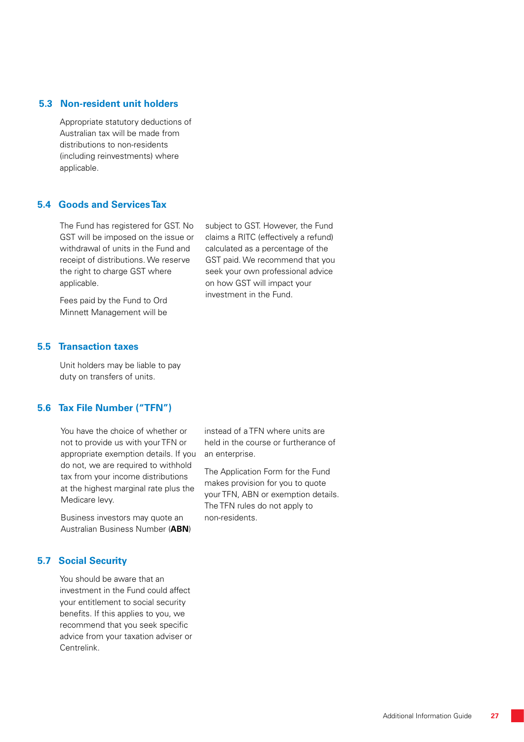## 5.3 Non-resident unit holders

Appropriate statutory deductions of Australian tax will be made from distributions to non-residents (including reinvestments) where applicable.

## 5.4 Goods and Services Tax

The Fund has registered for GST. No GST will be imposed on the issue or withdrawal of units in the Fund and receipt of distributions. We reserve the right to charge GST where applicable.

Fees paid by the Fund to Ord Minnett Management will be subject to GST. However, the Fund claims a RITC (effectively a refund) calculated as a percentage of the GST paid. We recommend that you seek your own professional advice on how GST will impact your investment in the Fund.

## 5.5 Transaction taxes

Unit holders may be liable to pay duty on transfers of units.

## 5.6 Tax File Number ("TFN")

You have the choice of whether or not to provide us with your TFN or appropriate exemption details. If you do not, we are required to withhold tax from your income distributions at the highest marginal rate plus the Medicare levy.

Business investors may quote an Australian Business Number (**ABN**) instead of a TFN where units are held in the course or furtherance of an enterprise.

The Application Form for the Fund makes provision for you to quote your TFN, ABN or exemption details. The TFN rules do not apply to non-residents.

## 5.7 Social Security

You should be aware that an investment in the Fund could affect your entitlement to social security benefits. If this applies to you, we recommend that you seek specific advice from your taxation adviser or Centrelink.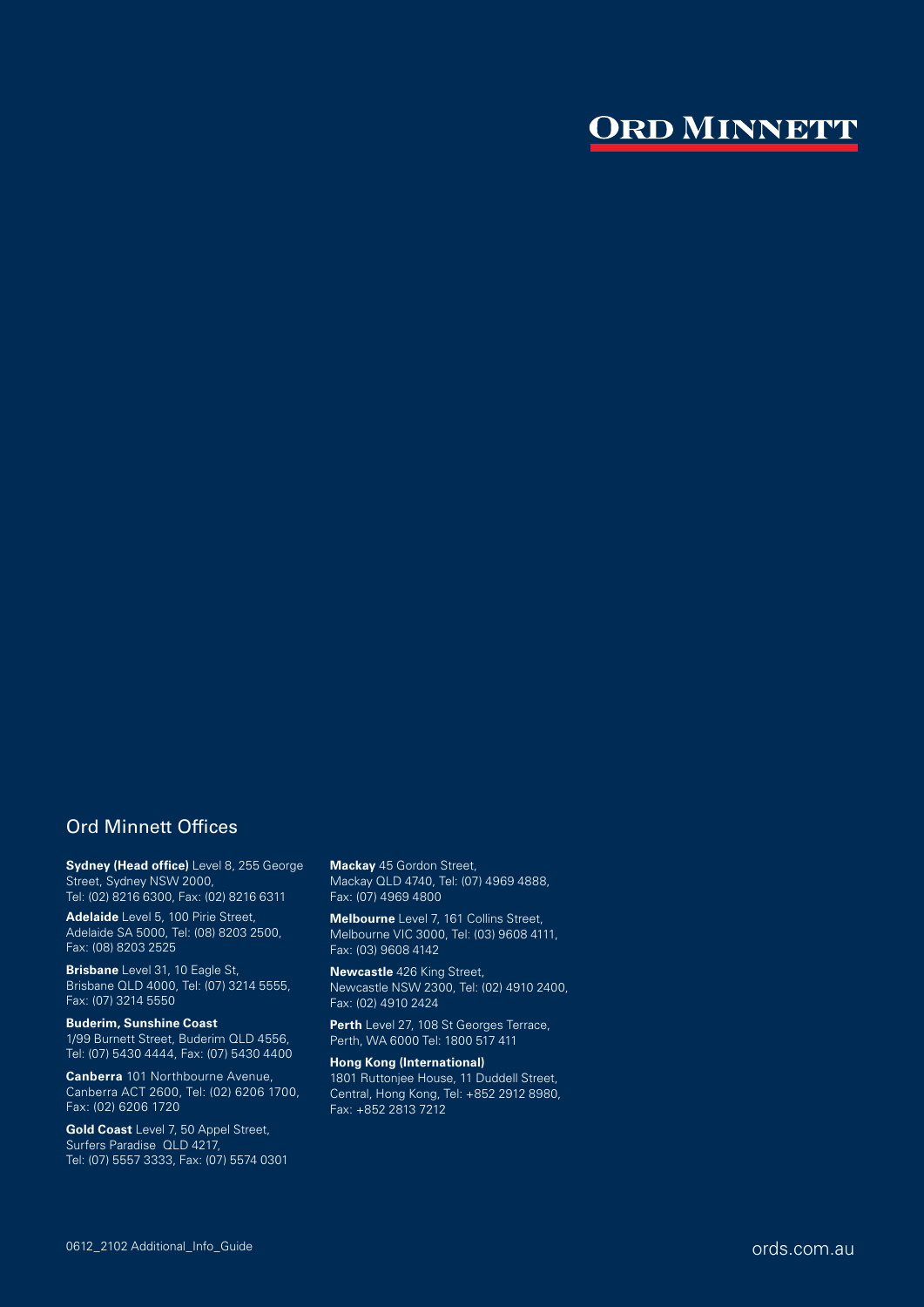# ORD MINNETT

## Ord Minnett Offices

**Sydney (Head office)** Level 8, 255 George Street, Sydney NSW 2000, Tel: (02) 8216 6300, Fax: (02) 8216 6311

**Adelaide** Level 5, 100 Pirie Street, Adelaide SA 5000, Tel: (08) 8203 2500, Fax: (08) 8203 2525

**Brisbane** Level 31, 10 Eagle St, Brisbane QLD 4000, Tel: (07) 3214 5555, Fax: (07) 3214 5550

**Buderim, Sunshine Coast** 1/99 Burnett Street, Buderim QLD 4556, Tel: (07) 5430 4444, Fax: (07) 5430 4400

**Canberra** 101 Northbourne Avenue, Canberra ACT 2600, Tel: (02) 6206 1700, Fax: (02) 6206 1720

**Gold Coast** Level 7, 50 Appel Street, Surfers Paradise QLD 4217, Tel: (07) 5557 3333, Fax: (07) 5574 0301

**Mackay** 45 Gordon Street, Mackay QLD 4740, Tel: (07) 4969 4888, Fax: (07) 4969 4800

**Melbourne** Level 7, 161 Collins Street, Melbourne VIC 3000, Tel: (03) 9608 4111, Fax: (03) 9608 4142

**Newcastle** 426 King Street, Newcastle NSW 2300, Tel: (02) 4910 2400, Fax: (02) 4910 2424

**Perth** Level 27, 108 St Georges Terrace, Perth, WA 6000 Tel: 1800 517 411

**Hong Kong (International)** 1801 Ruttonjee House, 11 Duddell Street, Central, Hong Kong, Tel: +852 2912 8980, Fax: +852 2813 7212

0612_2102 Additional_Info_Guide

ords.com.au